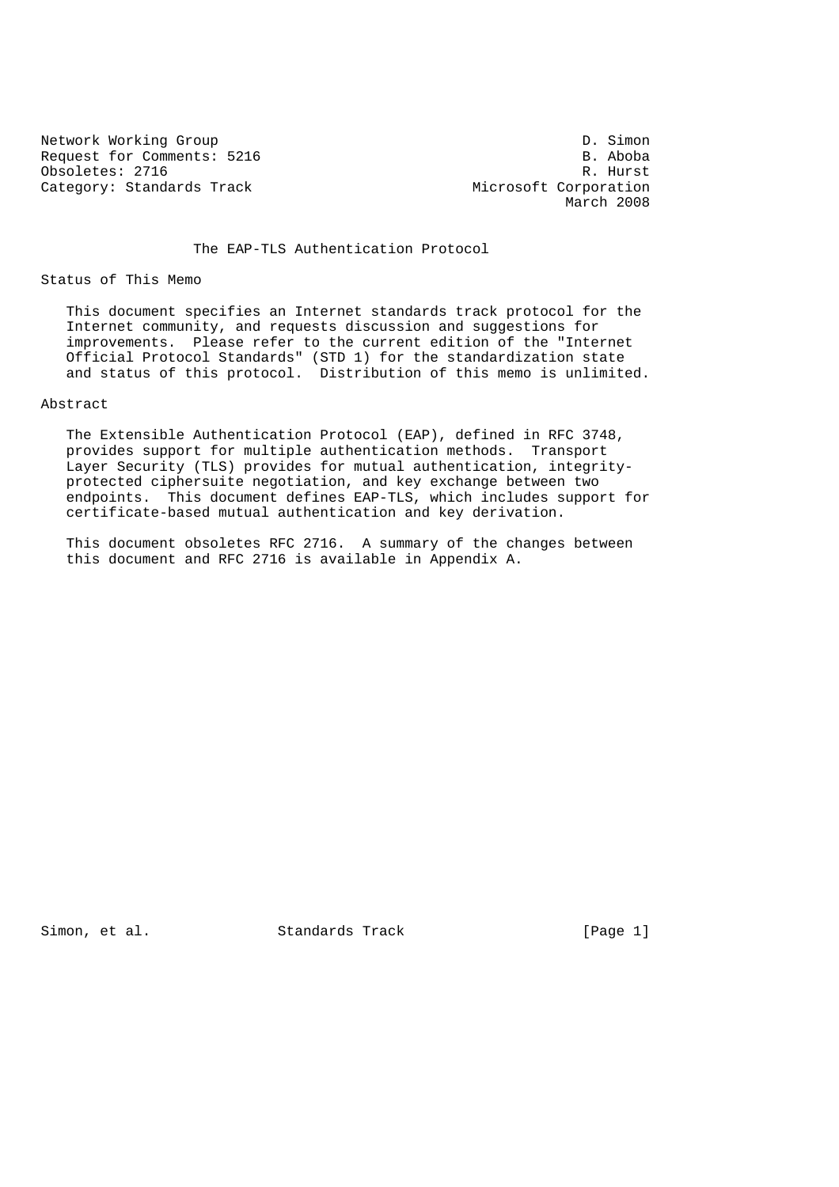Network Working Group D. Simon
Request for Comments: 5216 B. Aboba
Obsoletes: 2716 R. Hurst
Category: Standards Track Microsoft Corporation
March 2008

# The EAP-TLS Authentication Protocol

## Status of This Memo

This document specifies an Internet standards track protocol for the Internet community, and requests discussion and suggestions for improvements. Please refer to the current edition of the "Internet Official Protocol Standards" (STD 1) for the standardization state and status of this protocol. Distribution of this memo is unlimited.

## Abstract

The Extensible Authentication Protocol (EAP), defined in RFC 3748, provides support for multiple authentication methods. Transport Layer Security (TLS) provides for mutual authentication, integrity-protected ciphersuite negotiation, and key exchange between two endpoints. This document defines EAP-TLS, which includes support for certificate-based mutual authentication and key derivation.

This document obsoletes RFC 2716. A summary of the changes between this document and RFC 2716 is available in Appendix A.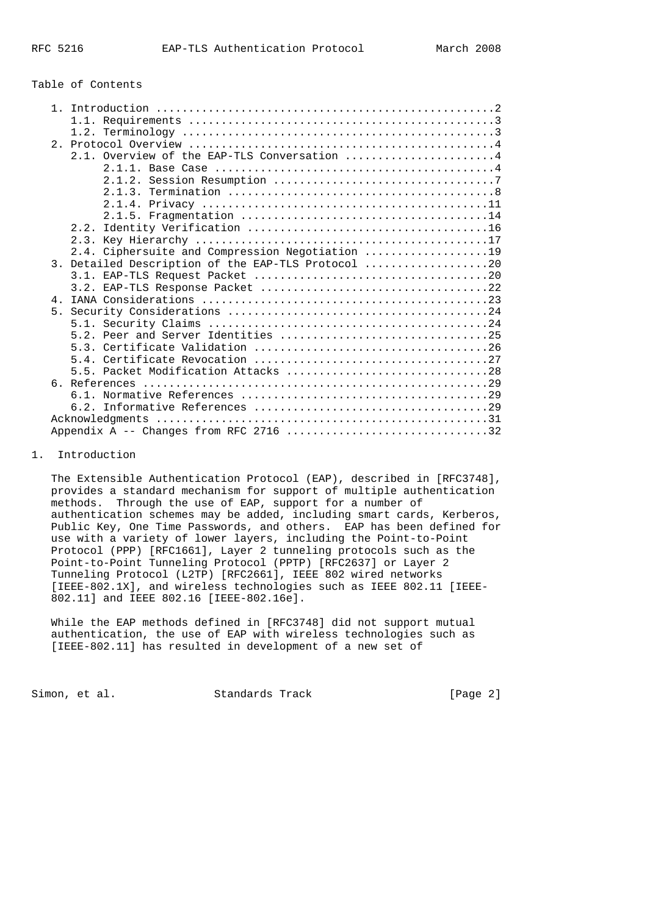Table of Contents

```
   1. Introduction ....................................................2
      1.1. Requirements ...............................................3
      1.2. Terminology ................................................3
   2. Protocol Overview ...............................................4
      2.1. Overview of the EAP-TLS Conversation .......................4
           2.1.1. Base Case ...........................................4
           2.1.2. Session Resumption ..................................7
           2.1.3. Termination .........................................8
           2.1.4. Privacy ............................................11
           2.1.5. Fragmentation ......................................14
      2.2. Identity Verification .....................................16
      2.3. Key Hierarchy .............................................17
      2.4. Ciphersuite and Compression Negotiation ...................19
   3. Detailed Description of the EAP-TLS Protocol ...................20
      3.1. EAP-TLS Request Packet ....................................20
      3.2. EAP-TLS Response Packet ...................................22
   4. IANA Considerations ............................................23
   5. Security Considerations ........................................24
      5.1. Security Claims ...........................................24
      5.2. Peer and Server Identities ................................25
      5.3. Certificate Validation ....................................26
      5.4. Certificate Revocation ....................................27
      5.5. Packet Modification Attacks ...............................28
   6. References .....................................................29
      6.1. Normative References ......................................29
      6.2. Informative References ....................................29
   Acknowledgments ...................................................31
   Appendix A -- Changes from RFC 2716 ...............................32
```

# 1. Introduction

The Extensible Authentication Protocol (EAP), described in [RFC3748], provides a standard mechanism for support of multiple authentication methods. Through the use of EAP, support for a number of authentication schemes may be added, including smart cards, Kerberos, Public Key, One Time Passwords, and others. EAP has been defined for use with a variety of lower layers, including the Point-to-Point Protocol (PPP) [RFC1661], Layer 2 tunneling protocols such as the Point-to-Point Tunneling Protocol (PPTP) [RFC2637] or Layer 2 Tunneling Protocol (L2TP) [RFC2661], IEEE 802 wired networks [IEEE-802.1X], and wireless technologies such as IEEE 802.11 [IEEE-802.11] and IEEE 802.16 [IEEE-802.16e].

While the EAP methods defined in [RFC3748] did not support mutual authentication, the use of EAP with wireless technologies such as [IEEE-802.11] has resulted in development of a new set of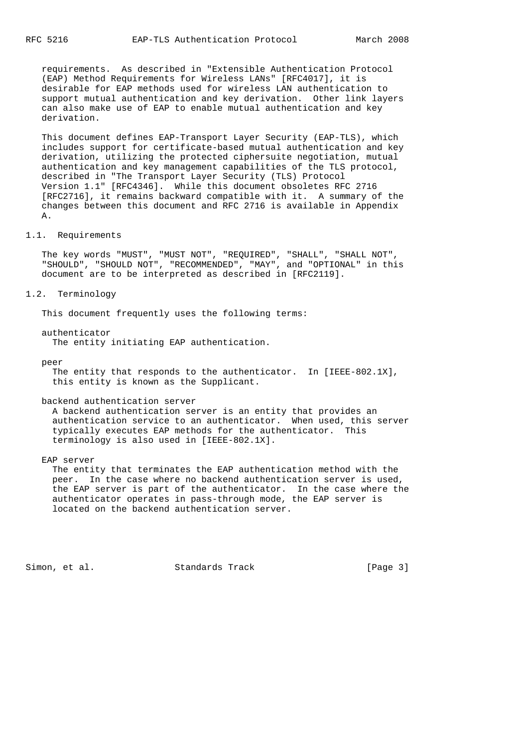requirements. As described in "Extensible Authentication Protocol (EAP) Method Requirements for Wireless LANs" [RFC4017], it is desirable for EAP methods used for wireless LAN authentication to support mutual authentication and key derivation. Other link layers can also make use of EAP to enable mutual authentication and key derivation.

This document defines EAP-Transport Layer Security (EAP-TLS), which includes support for certificate-based mutual authentication and key derivation, utilizing the protected ciphersuite negotiation, mutual authentication and key management capabilities of the TLS protocol, described in "The Transport Layer Security (TLS) Protocol Version 1.1" [RFC4346]. While this document obsoletes RFC 2716 [RFC2716], it remains backward compatible with it. A summary of the changes between this document and RFC 2716 is available in Appendix A.

## 1.1. Requirements

The key words "MUST", "MUST NOT", "REQUIRED", "SHALL", "SHALL NOT", "SHOULD", "SHOULD NOT", "RECOMMENDED", "MAY", and "OPTIONAL" in this document are to be interpreted as described in [RFC2119].

## 1.2. Terminology

This document frequently uses the following terms:

authenticator
: The entity initiating EAP authentication.

peer
: The entity that responds to the authenticator. In [IEEE-802.1X], this entity is known as the Supplicant.

backend authentication server
: A backend authentication server is an entity that provides an authentication service to an authenticator. When used, this server typically executes EAP methods for the authenticator. This terminology is also used in [IEEE-802.1X].

EAP server
: The entity that terminates the EAP authentication method with the peer. In the case where no backend authentication server is used, the EAP server is part of the authenticator. In the case where the authenticator operates in pass-through mode, the EAP server is located on the backend authentication server.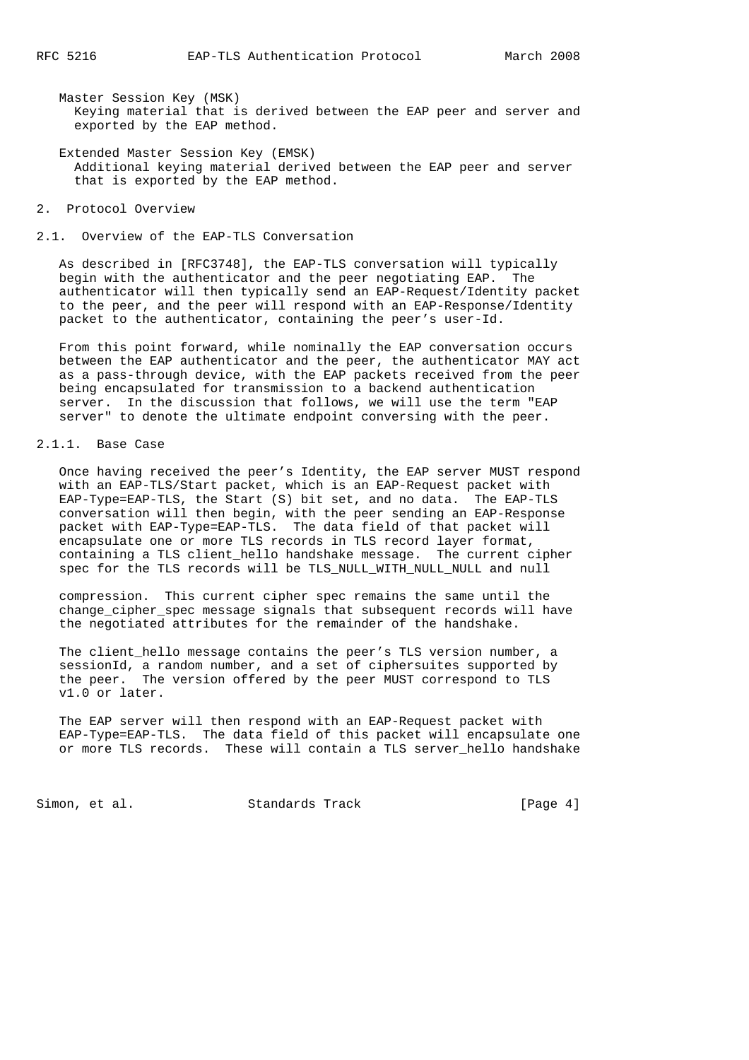Master Session Key (MSK)
: Keying material that is derived between the EAP peer and server and exported by the EAP method.

Extended Master Session Key (EMSK)
: Additional keying material derived between the EAP peer and server that is exported by the EAP method.

## 2. Protocol Overview

### 2.1. Overview of the EAP-TLS Conversation

As described in [RFC3748], the EAP-TLS conversation will typically begin with the authenticator and the peer negotiating EAP. The authenticator will then typically send an EAP-Request/Identity packet to the peer, and the peer will respond with an EAP-Response/Identity packet to the authenticator, containing the peer's user-Id.

From this point forward, while nominally the EAP conversation occurs between the EAP authenticator and the peer, the authenticator MAY act as a pass-through device, with the EAP packets received from the peer being encapsulated for transmission to a backend authentication server. In the discussion that follows, we will use the term "EAP server" to denote the ultimate endpoint conversing with the peer.

#### 2.1.1. Base Case

Once having received the peer's Identity, the EAP server MUST respond with an EAP-TLS/Start packet, which is an EAP-Request packet with EAP-Type=EAP-TLS, the Start (S) bit set, and no data. The EAP-TLS conversation will then begin, with the peer sending an EAP-Response packet with EAP-Type=EAP-TLS. The data field of that packet will encapsulate one or more TLS records in TLS record layer format, containing a TLS client_hello handshake message. The current cipher spec for the TLS records will be TLS_NULL_WITH_NULL_NULL and null compression. This current cipher spec remains the same until the change_cipher_spec message signals that subsequent records will have the negotiated attributes for the remainder of the handshake.

The client_hello message contains the peer's TLS version number, a sessionId, a random number, and a set of ciphersuites supported by the peer. The version offered by the peer MUST correspond to TLS v1.0 or later.

The EAP server will then respond with an EAP-Request packet with EAP-Type=EAP-TLS. The data field of this packet will encapsulate one or more TLS records. These will contain a TLS server_hello handshake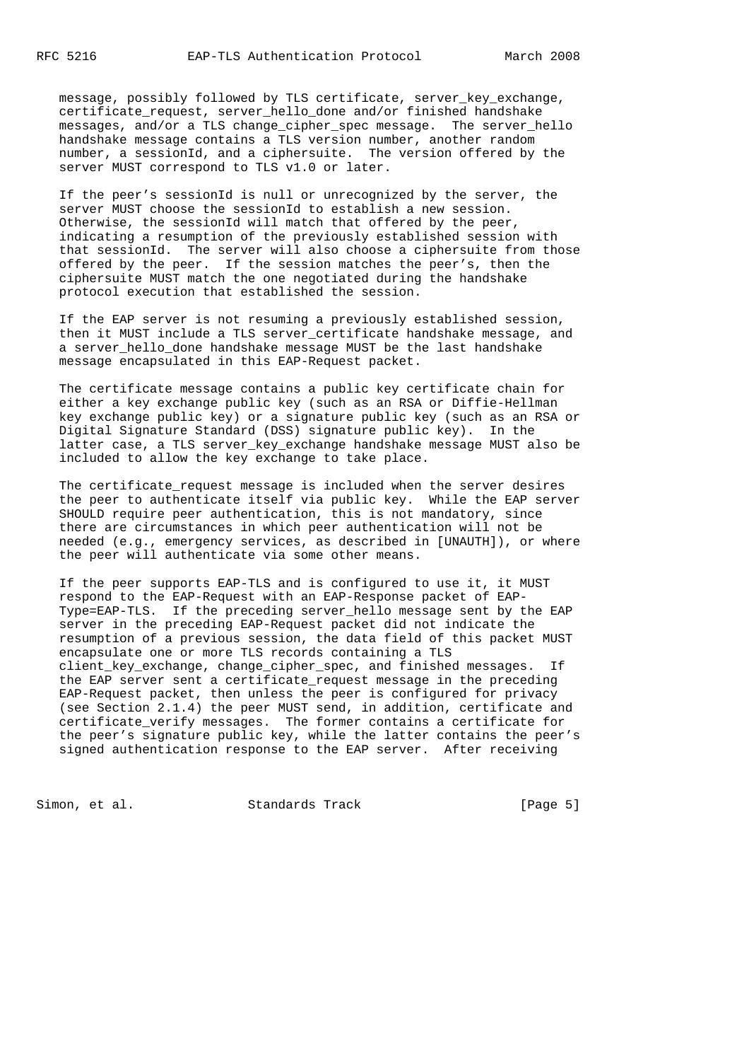message, possibly followed by TLS certificate, server_key_exchange, certificate_request, server_hello_done and/or finished handshake messages, and/or a TLS change_cipher_spec message. The server_hello handshake message contains a TLS version number, another random number, a sessionId, and a ciphersuite. The version offered by the server MUST correspond to TLS v1.0 or later.

If the peer's sessionId is null or unrecognized by the server, the server MUST choose the sessionId to establish a new session. Otherwise, the sessionId will match that offered by the peer, indicating a resumption of the previously established session with that sessionId. The server will also choose a ciphersuite from those offered by the peer. If the session matches the peer's, then the ciphersuite MUST match the one negotiated during the handshake protocol execution that established the session.

If the EAP server is not resuming a previously established session, then it MUST include a TLS server_certificate handshake message, and a server_hello_done handshake message MUST be the last handshake message encapsulated in this EAP-Request packet.

The certificate message contains a public key certificate chain for either a key exchange public key (such as an RSA or Diffie-Hellman key exchange public key) or a signature public key (such as an RSA or Digital Signature Standard (DSS) signature public key). In the latter case, a TLS server_key_exchange handshake message MUST also be included to allow the key exchange to take place.

The certificate_request message is included when the server desires the peer to authenticate itself via public key. While the EAP server SHOULD require peer authentication, this is not mandatory, since there are circumstances in which peer authentication will not be needed (e.g., emergency services, as described in [UNAUTH]), or where the peer will authenticate via some other means.

If the peer supports EAP-TLS and is configured to use it, it MUST respond to the EAP-Request with an EAP-Response packet of EAP-Type=EAP-TLS. If the preceding server_hello message sent by the EAP server in the preceding EAP-Request packet did not indicate the resumption of a previous session, the data field of this packet MUST encapsulate one or more TLS records containing a TLS client_key_exchange, change_cipher_spec, and finished messages. If the EAP server sent a certificate_request message in the preceding EAP-Request packet, then unless the peer is configured for privacy (see Section 2.1.4) the peer MUST send, in addition, certificate and certificate_verify messages. The former contains a certificate for the peer's signature public key, while the latter contains the peer's signed authentication response to the EAP server. After receiving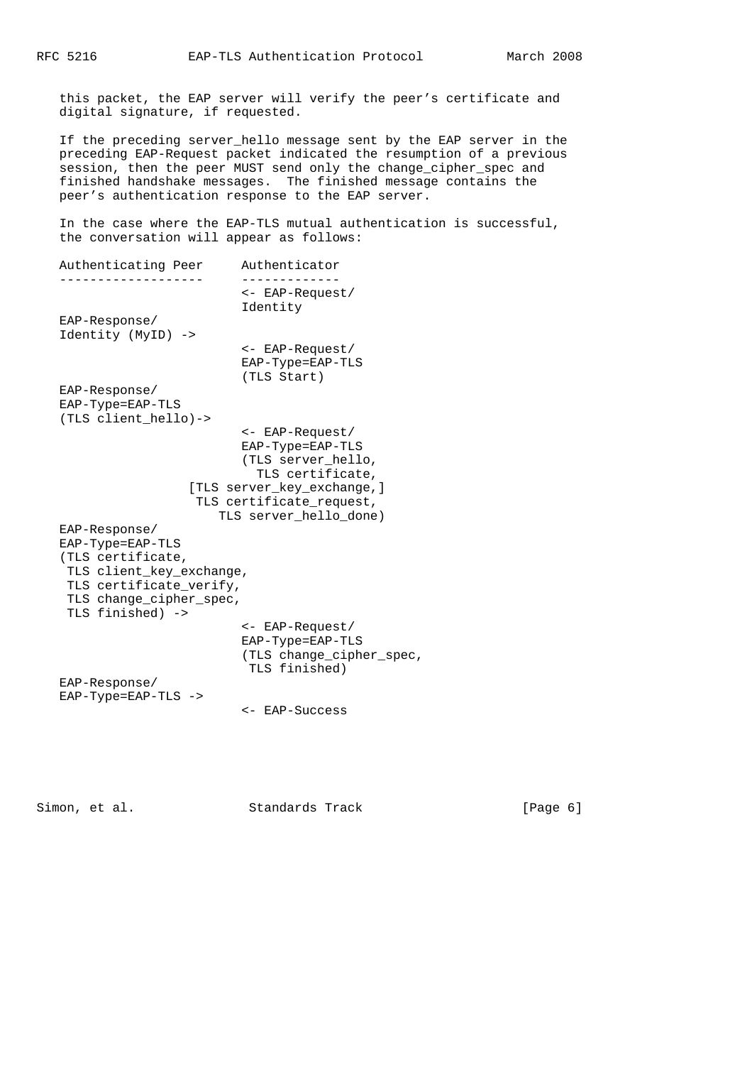this packet, the EAP server will verify the peer's certificate and digital signature, if requested.

If the preceding server_hello message sent by the EAP server in the preceding EAP-Request packet indicated the resumption of a previous session, then the peer MUST send only the change_cipher_spec and finished handshake messages. The finished message contains the peer's authentication response to the EAP server.

In the case where the EAP-TLS mutual authentication is successful, the conversation will appear as follows:

```
Authenticating Peer     Authenticator
-------------------     -------------
                        <- EAP-Request/
                        Identity
EAP-Response/
Identity (MyID) ->
                        <- EAP-Request/
                        EAP-Type=EAP-TLS
                        (TLS Start)
EAP-Response/
EAP-Type=EAP-TLS
(TLS client_hello)->
                        <- EAP-Request/
                        EAP-Type=EAP-TLS
                        (TLS server_hello,
                          TLS certificate,
                 [TLS server_key_exchange,]
                  TLS certificate_request,
                     TLS server_hello_done)
EAP-Response/
EAP-Type=EAP-TLS
(TLS certificate,
 TLS client_key_exchange,
 TLS certificate_verify,
 TLS change_cipher_spec,
 TLS finished) ->
                        <- EAP-Request/
                        EAP-Type=EAP-TLS
                        (TLS change_cipher_spec,
                         TLS finished)
EAP-Response/
EAP-Type=EAP-TLS ->
                        <- EAP-Success
```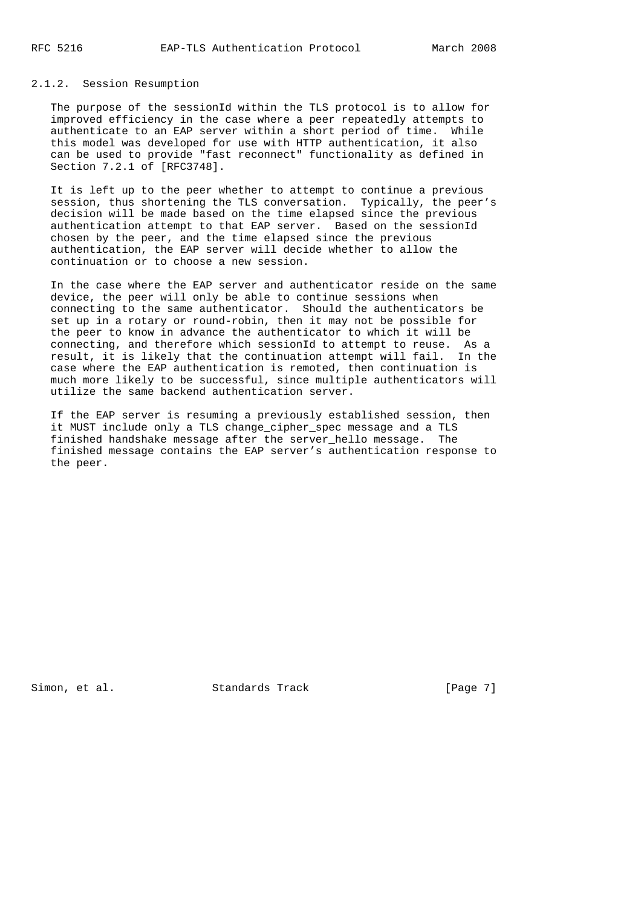### 2.1.2. Session Resumption

The purpose of the sessionId within the TLS protocol is to allow for improved efficiency in the case where a peer repeatedly attempts to authenticate to an EAP server within a short period of time. While this model was developed for use with HTTP authentication, it also can be used to provide "fast reconnect" functionality as defined in Section 7.2.1 of [RFC3748].

It is left up to the peer whether to attempt to continue a previous session, thus shortening the TLS conversation. Typically, the peer's decision will be made based on the time elapsed since the previous authentication attempt to that EAP server. Based on the sessionId chosen by the peer, and the time elapsed since the previous authentication, the EAP server will decide whether to allow the continuation or to choose a new session.

In the case where the EAP server and authenticator reside on the same device, the peer will only be able to continue sessions when connecting to the same authenticator. Should the authenticators be set up in a rotary or round-robin, then it may not be possible for the peer to know in advance the authenticator to which it will be connecting, and therefore which sessionId to attempt to reuse. As a result, it is likely that the continuation attempt will fail. In the case where the EAP authentication is remoted, then continuation is much more likely to be successful, since multiple authenticators will utilize the same backend authentication server.

If the EAP server is resuming a previously established session, then it MUST include only a TLS change_cipher_spec message and a TLS finished handshake message after the server_hello message. The finished message contains the EAP server's authentication response to the peer.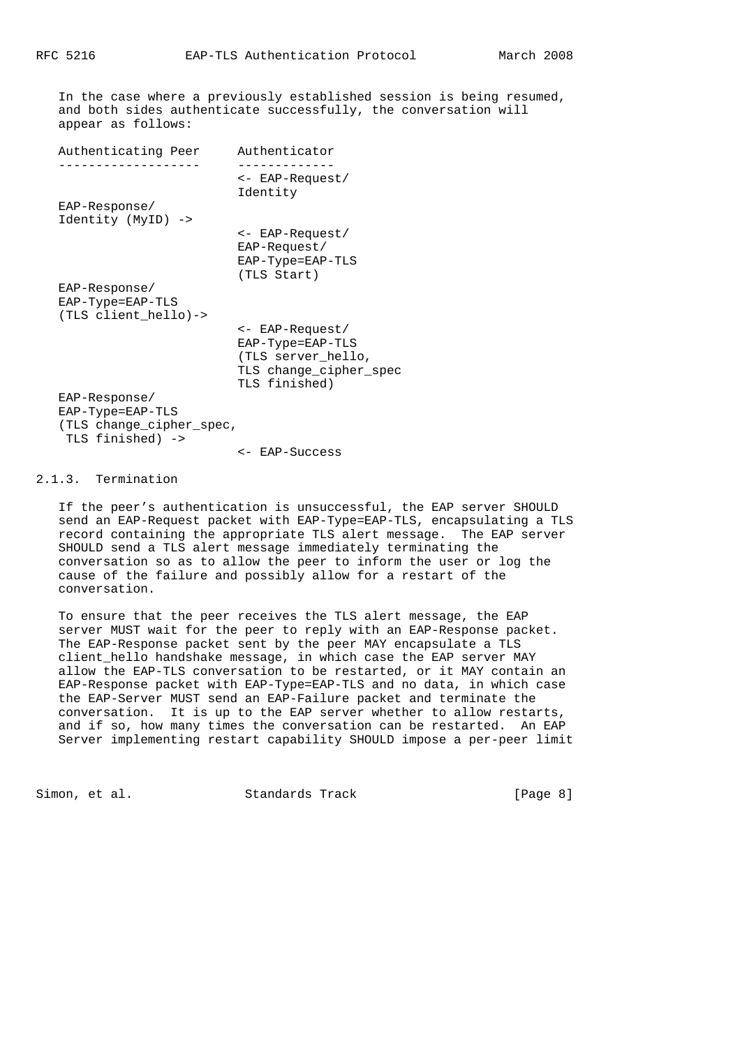In the case where a previously established session is being resumed, and both sides authenticate successfully, the conversation will appear as follows:

```
Authenticating Peer     Authenticator
-------------------     -------------
                        <- EAP-Request/
                        Identity
EAP-Response/
Identity (MyID) ->
                        <- EAP-Request/
                        EAP-Request/
                        EAP-Type=EAP-TLS
                        (TLS Start)
EAP-Response/
EAP-Type=EAP-TLS
(TLS client_hello)->
                        <- EAP-Request/
                        EAP-Type=EAP-TLS
                        (TLS server_hello,
                        TLS change_cipher_spec
                        TLS finished)
EAP-Response/
EAP-Type=EAP-TLS
(TLS change_cipher_spec,
 TLS finished) ->
                        <- EAP-Success
```

### 2.1.3. Termination

If the peer's authentication is unsuccessful, the EAP server SHOULD send an EAP-Request packet with EAP-Type=EAP-TLS, encapsulating a TLS record containing the appropriate TLS alert message. The EAP server SHOULD send a TLS alert message immediately terminating the conversation so as to allow the peer to inform the user or log the cause of the failure and possibly allow for a restart of the conversation.

To ensure that the peer receives the TLS alert message, the EAP server MUST wait for the peer to reply with an EAP-Response packet. The EAP-Response packet sent by the peer MAY encapsulate a TLS client_hello handshake message, in which case the EAP server MAY allow the EAP-TLS conversation to be restarted, or it MAY contain an EAP-Response packet with EAP-Type=EAP-TLS and no data, in which case the EAP-Server MUST send an EAP-Failure packet and terminate the conversation. It is up to the EAP server whether to allow restarts, and if so, how many times the conversation can be restarted. An EAP Server implementing restart capability SHOULD impose a per-peer limit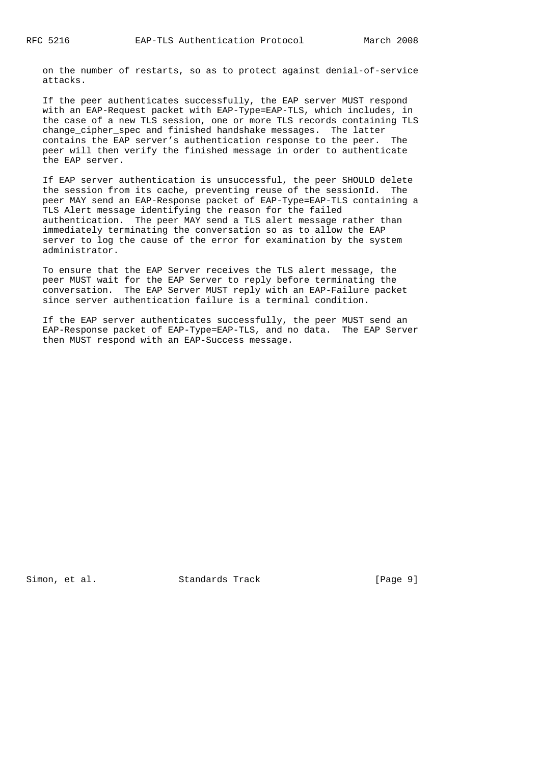on the number of restarts, so as to protect against denial-of-service attacks.

If the peer authenticates successfully, the EAP server MUST respond with an EAP-Request packet with EAP-Type=EAP-TLS, which includes, in the case of a new TLS session, one or more TLS records containing TLS change_cipher_spec and finished handshake messages. The latter contains the EAP server's authentication response to the peer. The peer will then verify the finished message in order to authenticate the EAP server.

If EAP server authentication is unsuccessful, the peer SHOULD delete the session from its cache, preventing reuse of the sessionId. The peer MAY send an EAP-Response packet of EAP-Type=EAP-TLS containing a TLS Alert message identifying the reason for the failed authentication. The peer MAY send a TLS alert message rather than immediately terminating the conversation so as to allow the EAP server to log the cause of the error for examination by the system administrator.

To ensure that the EAP Server receives the TLS alert message, the peer MUST wait for the EAP Server to reply before terminating the conversation. The EAP Server MUST reply with an EAP-Failure packet since server authentication failure is a terminal condition.

If the EAP server authenticates successfully, the peer MUST send an EAP-Response packet of EAP-Type=EAP-TLS, and no data. The EAP Server then MUST respond with an EAP-Success message.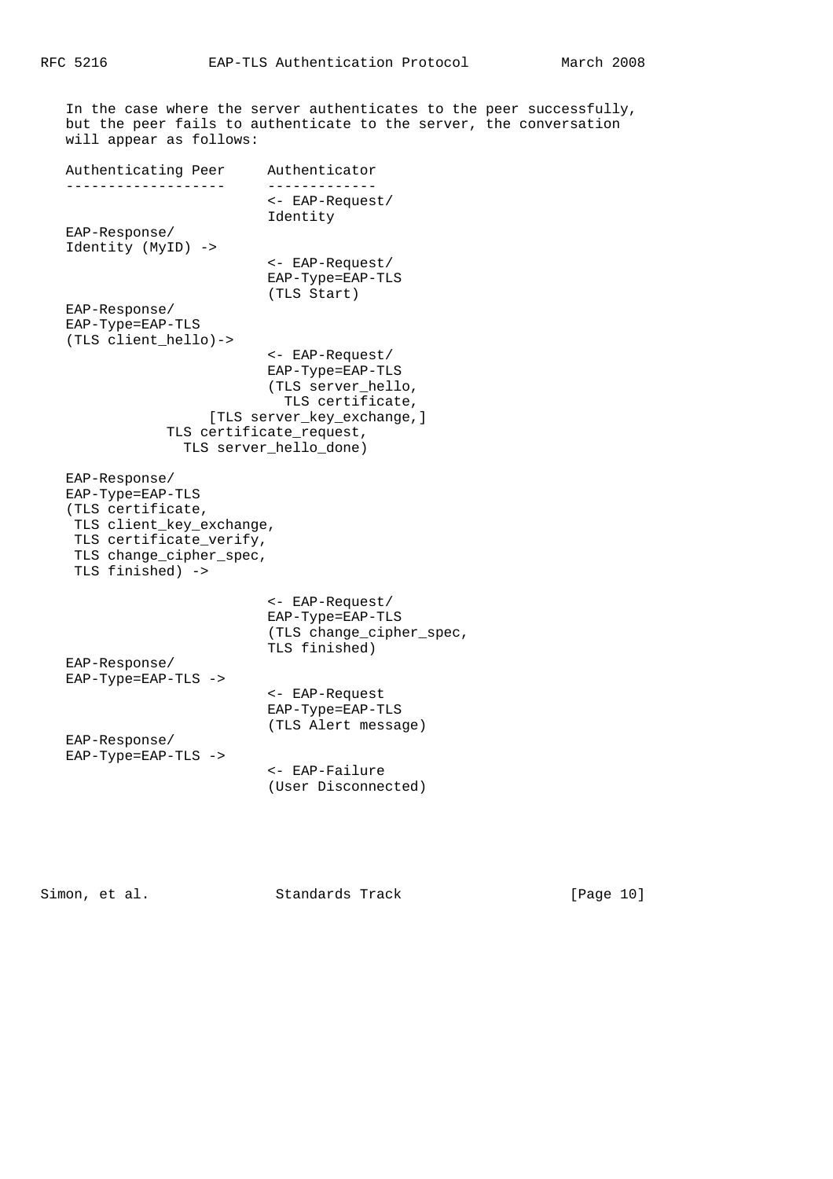In the case where the server authenticates to the peer successfully, but the peer fails to authenticate to the server, the conversation will appear as follows:

```
Authenticating Peer     Authenticator
-------------------     -------------
                        <- EAP-Request/
                        Identity
EAP-Response/
Identity (MyID) ->
                        <- EAP-Request/
                        EAP-Type=EAP-TLS
                        (TLS Start)
EAP-Response/
EAP-Type=EAP-TLS
(TLS client_hello)->
                        <- EAP-Request/
                        EAP-Type=EAP-TLS
                        (TLS server_hello,
                          TLS certificate,
                 [TLS server_key_exchange,]
            TLS certificate_request,
              TLS server_hello_done)

EAP-Response/
EAP-Type=EAP-TLS
(TLS certificate,
 TLS client_key_exchange,
 TLS certificate_verify,
 TLS change_cipher_spec,
 TLS finished) ->

                        <- EAP-Request/
                        EAP-Type=EAP-TLS
                        (TLS change_cipher_spec,
                        TLS finished)
EAP-Response/
EAP-Type=EAP-TLS ->
                        <- EAP-Request
                        EAP-Type=EAP-TLS
                        (TLS Alert message)
EAP-Response/
EAP-Type=EAP-TLS ->
                        <- EAP-Failure
                        (User Disconnected)
```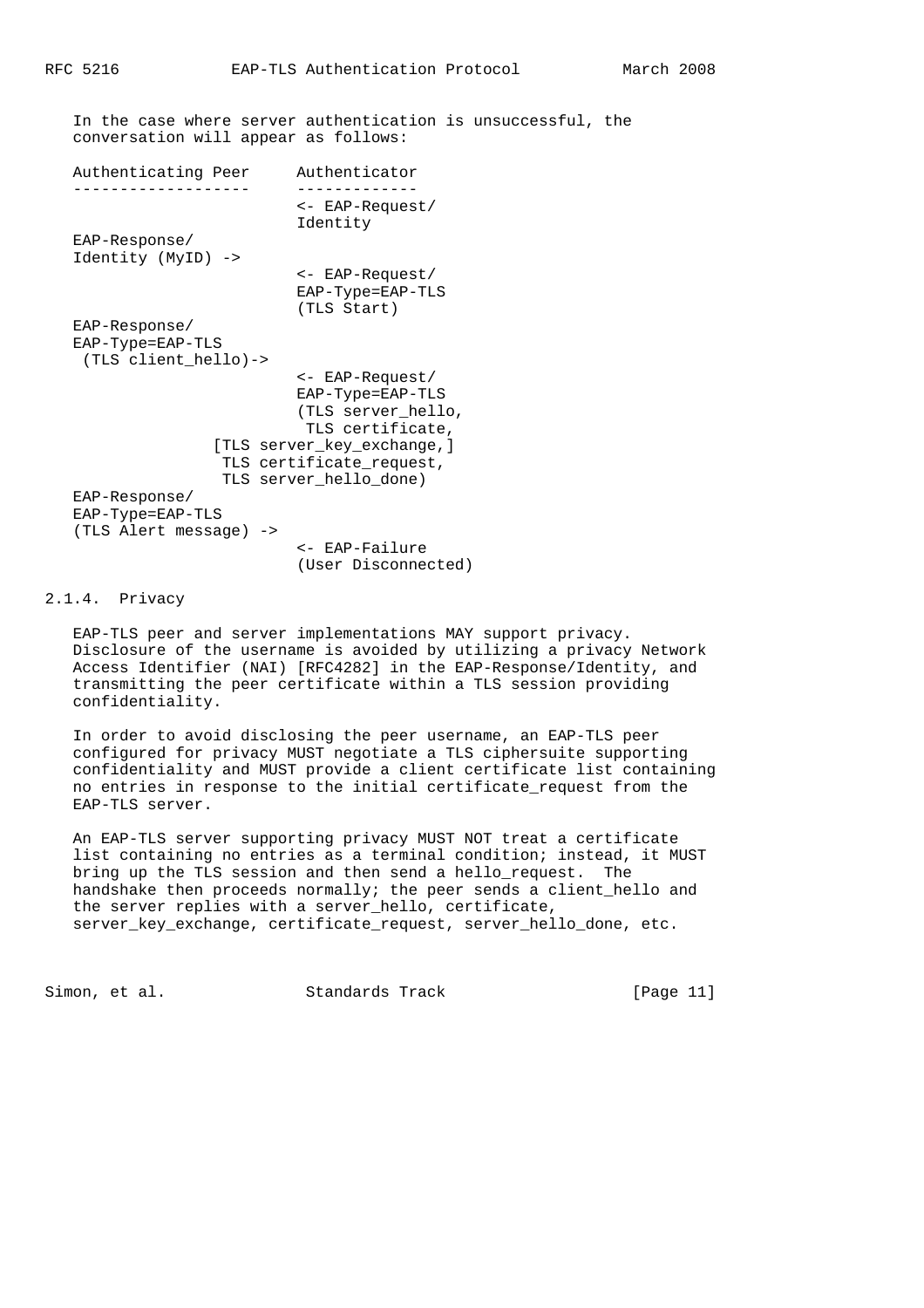In the case where server authentication is unsuccessful, the conversation will appear as follows:

```
Authenticating Peer     Authenticator
-------------------     -------------
                        <- EAP-Request/
                        Identity
EAP-Response/
Identity (MyID) ->
                        <- EAP-Request/
                        EAP-Type=EAP-TLS
                        (TLS Start)
EAP-Response/
EAP-Type=EAP-TLS
 (TLS client_hello)->
                        <- EAP-Request/
                        EAP-Type=EAP-TLS
                        (TLS server_hello,
                         TLS certificate,
               [TLS server_key_exchange,]
                TLS certificate_request,
                TLS server_hello_done)
EAP-Response/
EAP-Type=EAP-TLS
(TLS Alert message) ->
                        <- EAP-Failure
                        (User Disconnected)
```

### 2.1.4. Privacy

EAP-TLS peer and server implementations MAY support privacy. Disclosure of the username is avoided by utilizing a privacy Network Access Identifier (NAI) [RFC4282] in the EAP-Response/Identity, and transmitting the peer certificate within a TLS session providing confidentiality.

In order to avoid disclosing the peer username, an EAP-TLS peer configured for privacy MUST negotiate a TLS ciphersuite supporting confidentiality and MUST provide a client certificate list containing no entries in response to the initial certificate_request from the EAP-TLS server.

An EAP-TLS server supporting privacy MUST NOT treat a certificate list containing no entries as a terminal condition; instead, it MUST bring up the TLS session and then send a hello_request. The handshake then proceeds normally; the peer sends a client_hello and the server replies with a server_hello, certificate, server_key_exchange, certificate_request, server_hello_done, etc.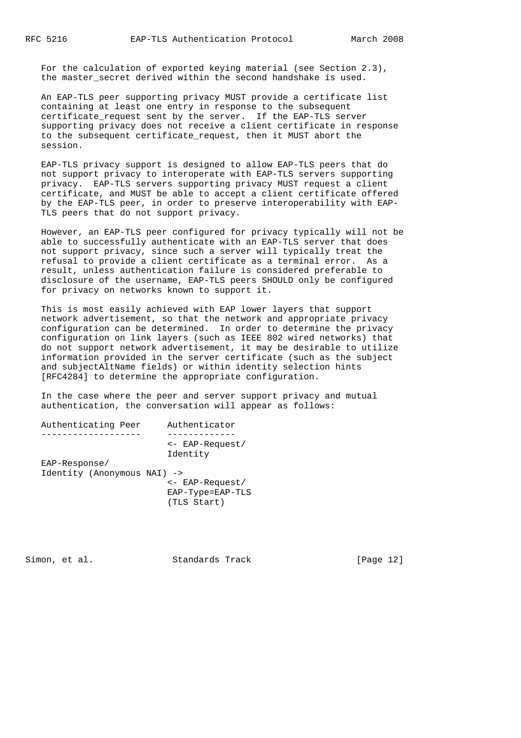For the calculation of exported keying material (see Section 2.3), the master_secret derived within the second handshake is used.

An EAP-TLS peer supporting privacy MUST provide a certificate list containing at least one entry in response to the subsequent certificate_request sent by the server. If the EAP-TLS server supporting privacy does not receive a client certificate in response to the subsequent certificate_request, then it MUST abort the session.

EAP-TLS privacy support is designed to allow EAP-TLS peers that do not support privacy to interoperate with EAP-TLS servers supporting privacy. EAP-TLS servers supporting privacy MUST request a client certificate, and MUST be able to accept a client certificate offered by the EAP-TLS peer, in order to preserve interoperability with EAP-TLS peers that do not support privacy.

However, an EAP-TLS peer configured for privacy typically will not be able to successfully authenticate with an EAP-TLS server that does not support privacy, since such a server will typically treat the refusal to provide a client certificate as a terminal error. As a result, unless authentication failure is considered preferable to disclosure of the username, EAP-TLS peers SHOULD only be configured for privacy on networks known to support it.

This is most easily achieved with EAP lower layers that support network advertisement, so that the network and appropriate privacy configuration can be determined. In order to determine the privacy configuration on link layers (such as IEEE 802 wired networks) that do not support network advertisement, it may be desirable to utilize information provided in the server certificate (such as the subject and subjectAltName fields) or within identity selection hints [RFC4284] to determine the appropriate configuration.

In the case where the peer and server support privacy and mutual authentication, the conversation will appear as follows:

```
Authenticating Peer     Authenticator
-------------------     -------------
                        <- EAP-Request/
                        Identity
EAP-Response/
Identity (Anonymous NAI) ->
                        <- EAP-Request/
                        EAP-Type=EAP-TLS
                        (TLS Start)
```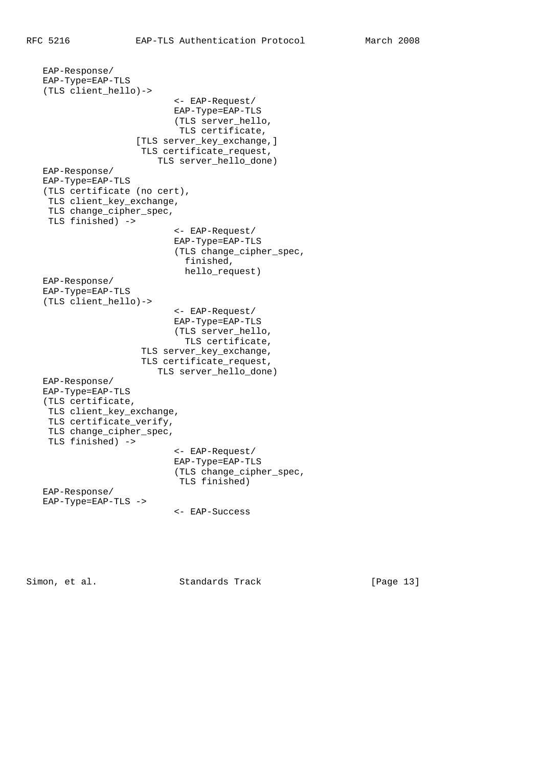```
   EAP-Response/
   EAP-Type=EAP-TLS
   (TLS client_hello)->
                            <- EAP-Request/
                            EAP-Type=EAP-TLS
                            (TLS server_hello,
                             TLS certificate,
                    [TLS server_key_exchange,]
                     TLS certificate_request,
                        TLS server_hello_done)
   EAP-Response/
   EAP-Type=EAP-TLS
   (TLS certificate (no cert),
    TLS client_key_exchange,
    TLS change_cipher_spec,
    TLS finished) ->
                            <- EAP-Request/
                            EAP-Type=EAP-TLS
                            (TLS change_cipher_spec,
                              finished,
                              hello_request)
   EAP-Response/
   EAP-Type=EAP-TLS
   (TLS client_hello)->
                            <- EAP-Request/
                            EAP-Type=EAP-TLS
                            (TLS server_hello,
                              TLS certificate,
                     TLS server_key_exchange,
                     TLS certificate_request,
                        TLS server_hello_done)
   EAP-Response/
   EAP-Type=EAP-TLS
   (TLS certificate,
    TLS client_key_exchange,
    TLS certificate_verify,
    TLS change_cipher_spec,
    TLS finished) ->
                            <- EAP-Request/
                            EAP-Type=EAP-TLS
                            (TLS change_cipher_spec,
                             TLS finished)
   EAP-Response/
   EAP-Type=EAP-TLS ->
                            <- EAP-Success
```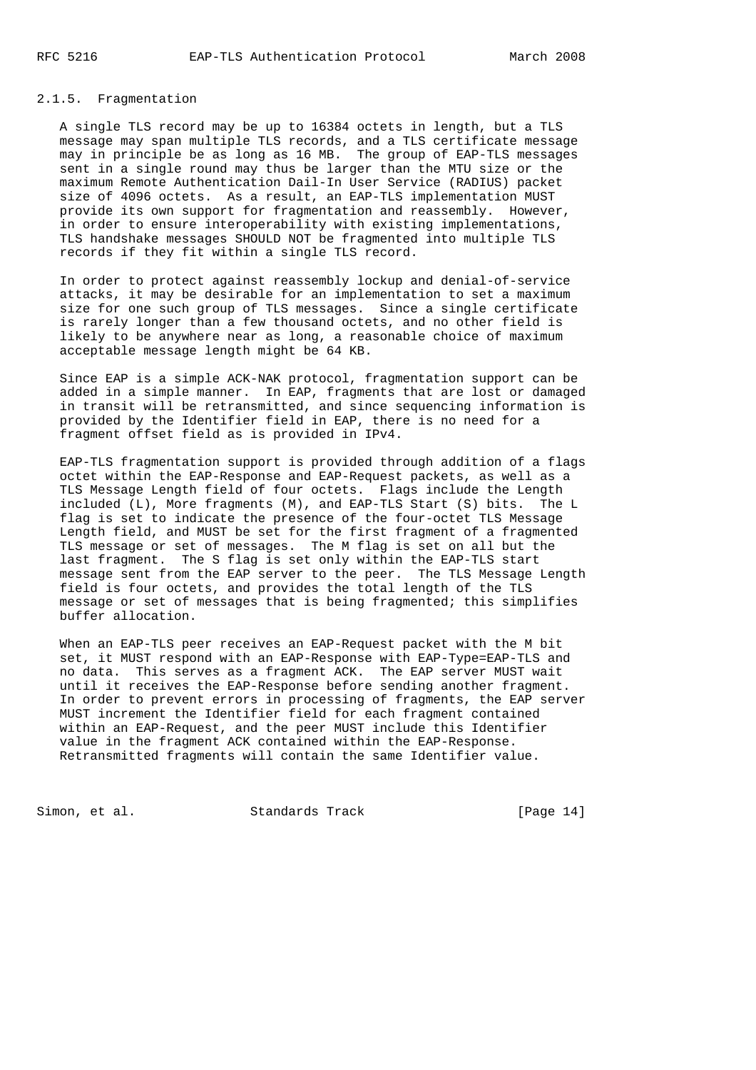### 2.1.5. Fragmentation

A single TLS record may be up to 16384 octets in length, but a TLS message may span multiple TLS records, and a TLS certificate message may in principle be as long as 16 MB. The group of EAP-TLS messages sent in a single round may thus be larger than the MTU size or the maximum Remote Authentication Dail-In User Service (RADIUS) packet size of 4096 octets. As a result, an EAP-TLS implementation MUST provide its own support for fragmentation and reassembly. However, in order to ensure interoperability with existing implementations, TLS handshake messages SHOULD NOT be fragmented into multiple TLS records if they fit within a single TLS record.

In order to protect against reassembly lockup and denial-of-service attacks, it may be desirable for an implementation to set a maximum size for one such group of TLS messages. Since a single certificate is rarely longer than a few thousand octets, and no other field is likely to be anywhere near as long, a reasonable choice of maximum acceptable message length might be 64 KB.

Since EAP is a simple ACK-NAK protocol, fragmentation support can be added in a simple manner. In EAP, fragments that are lost or damaged in transit will be retransmitted, and since sequencing information is provided by the Identifier field in EAP, there is no need for a fragment offset field as is provided in IPv4.

EAP-TLS fragmentation support is provided through addition of a flags octet within the EAP-Response and EAP-Request packets, as well as a TLS Message Length field of four octets. Flags include the Length included (L), More fragments (M), and EAP-TLS Start (S) bits. The L flag is set to indicate the presence of the four-octet TLS Message Length field, and MUST be set for the first fragment of a fragmented TLS message or set of messages. The M flag is set on all but the last fragment. The S flag is set only within the EAP-TLS start message sent from the EAP server to the peer. The TLS Message Length field is four octets, and provides the total length of the TLS message or set of messages that is being fragmented; this simplifies buffer allocation.

When an EAP-TLS peer receives an EAP-Request packet with the M bit set, it MUST respond with an EAP-Response with EAP-Type=EAP-TLS and no data. This serves as a fragment ACK. The EAP server MUST wait until it receives the EAP-Response before sending another fragment. In order to prevent errors in processing of fragments, the EAP server MUST increment the Identifier field for each fragment contained within an EAP-Request, and the peer MUST include this Identifier value in the fragment ACK contained within the EAP-Response. Retransmitted fragments will contain the same Identifier value.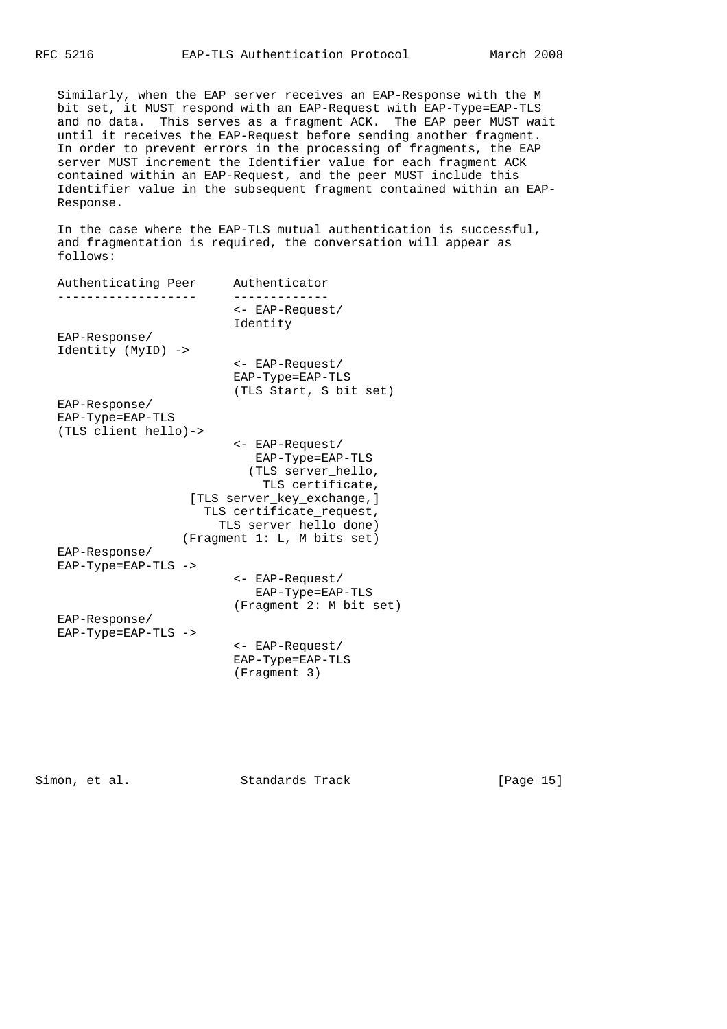Similarly, when the EAP server receives an EAP-Response with the M bit set, it MUST respond with an EAP-Request with EAP-Type=EAP-TLS and no data. This serves as a fragment ACK. The EAP peer MUST wait until it receives the EAP-Request before sending another fragment. In order to prevent errors in the processing of fragments, the EAP server MUST increment the Identifier value for each fragment ACK contained within an EAP-Request, and the peer MUST include this Identifier value in the subsequent fragment contained within an EAP-Response.

In the case where the EAP-TLS mutual authentication is successful, and fragmentation is required, the conversation will appear as follows:

```
Authenticating Peer     Authenticator
-------------------     -------------
                        <- EAP-Request/
                        Identity
EAP-Response/
Identity (MyID) ->
                        <- EAP-Request/
                        EAP-Type=EAP-TLS
                        (TLS Start, S bit set)
EAP-Response/
EAP-Type=EAP-TLS
(TLS client_hello)->
                        <- EAP-Request/
                           EAP-Type=EAP-TLS
                          (TLS server_hello,
                            TLS certificate,
                 [TLS server_key_exchange,]
                   TLS certificate_request,
                      TLS server_hello_done)
                 (Fragment 1: L, M bits set)
EAP-Response/
EAP-Type=EAP-TLS ->
                        <- EAP-Request/
                           EAP-Type=EAP-TLS
                        (Fragment 2: M bit set)
EAP-Response/
EAP-Type=EAP-TLS ->
                        <- EAP-Request/
                        EAP-Type=EAP-TLS
                        (Fragment 3)
```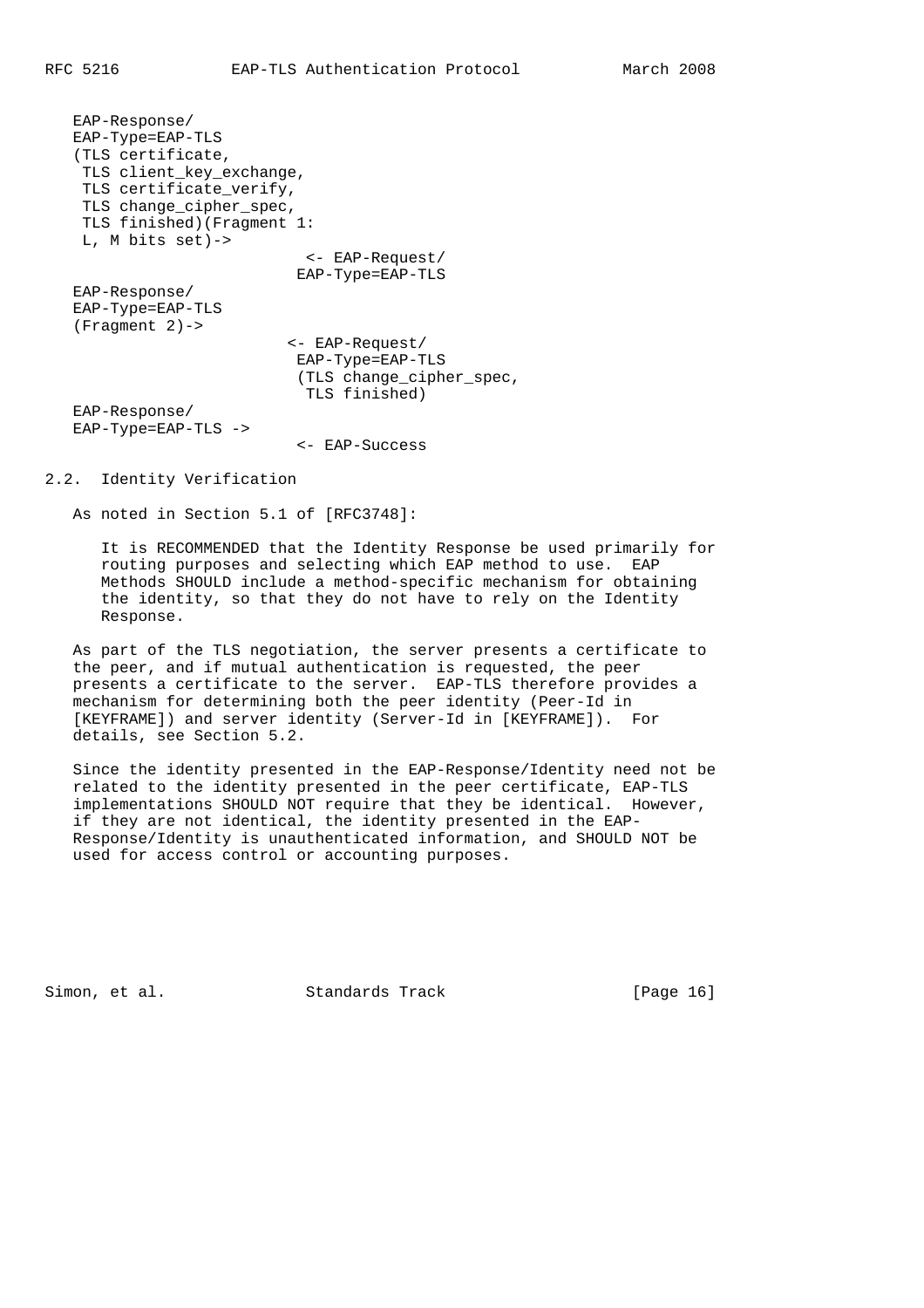```
EAP-Response/
EAP-Type=EAP-TLS
(TLS certificate,
 TLS client_key_exchange,
 TLS certificate_verify,
 TLS change_cipher_spec,
 TLS finished)(Fragment 1:
 L, M bits set)->
                            <- EAP-Request/
                           EAP-Type=EAP-TLS
EAP-Response/
EAP-Type=EAP-TLS
(Fragment 2)->
                         <- EAP-Request/
                           EAP-Type=EAP-TLS
                           (TLS change_cipher_spec,
                            TLS finished)
EAP-Response/
EAP-Type=EAP-TLS ->
                            <- EAP-Success
```

## 2.2. Identity Verification

As noted in Section 5.1 of [RFC3748]:

> It is RECOMMENDED that the Identity Response be used primarily for routing purposes and selecting which EAP method to use. EAP Methods SHOULD include a method-specific mechanism for obtaining the identity, so that they do not have to rely on the Identity Response.

As part of the TLS negotiation, the server presents a certificate to the peer, and if mutual authentication is requested, the peer presents a certificate to the server. EAP-TLS therefore provides a mechanism for determining both the peer identity (Peer-Id in [KEYFRAME]) and server identity (Server-Id in [KEYFRAME]). For details, see Section 5.2.

Since the identity presented in the EAP-Response/Identity need not be related to the identity presented in the peer certificate, EAP-TLS implementations SHOULD NOT require that they be identical. However, if they are not identical, the identity presented in the EAP-Response/Identity is unauthenticated information, and SHOULD NOT be used for access control or accounting purposes.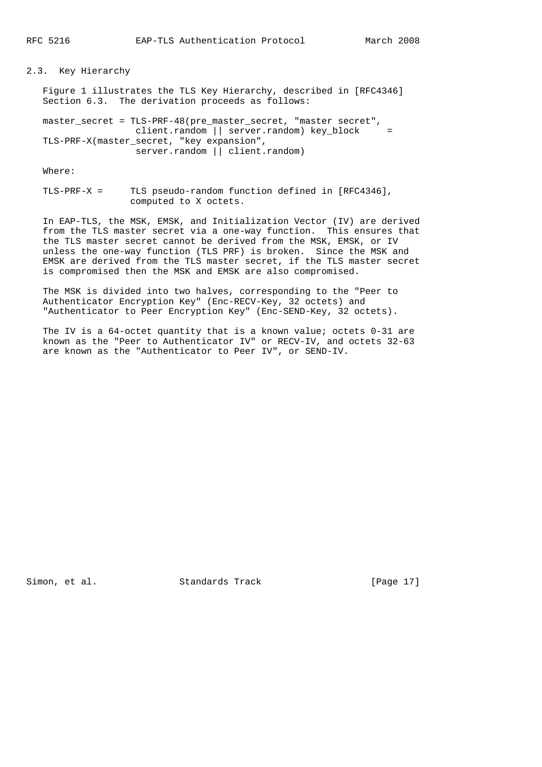## 2.3. Key Hierarchy

Figure 1 illustrates the TLS Key Hierarchy, described in [RFC4346] Section 6.3. The derivation proceeds as follows:

```
master_secret = TLS-PRF-48(pre_master_secret, "master secret",
                client.random || server.random) key_block     =
TLS-PRF-X(master_secret, "key expansion",
                server.random || client.random)
```

Where:

```
TLS-PRF-X =      TLS pseudo-random function defined in [RFC4346],
                 computed to X octets.
```

In EAP-TLS, the MSK, EMSK, and Initialization Vector (IV) are derived from the TLS master secret via a one-way function. This ensures that the TLS master secret cannot be derived from the MSK, EMSK, or IV unless the one-way function (TLS PRF) is broken. Since the MSK and EMSK are derived from the TLS master secret, if the TLS master secret is compromised then the MSK and EMSK are also compromised.

The MSK is divided into two halves, corresponding to the "Peer to Authenticator Encryption Key" (Enc-RECV-Key, 32 octets) and "Authenticator to Peer Encryption Key" (Enc-SEND-Key, 32 octets).

The IV is a 64-octet quantity that is a known value; octets 0-31 are known as the "Peer to Authenticator IV" or RECV-IV, and octets 32-63 are known as the "Authenticator to Peer IV", or SEND-IV.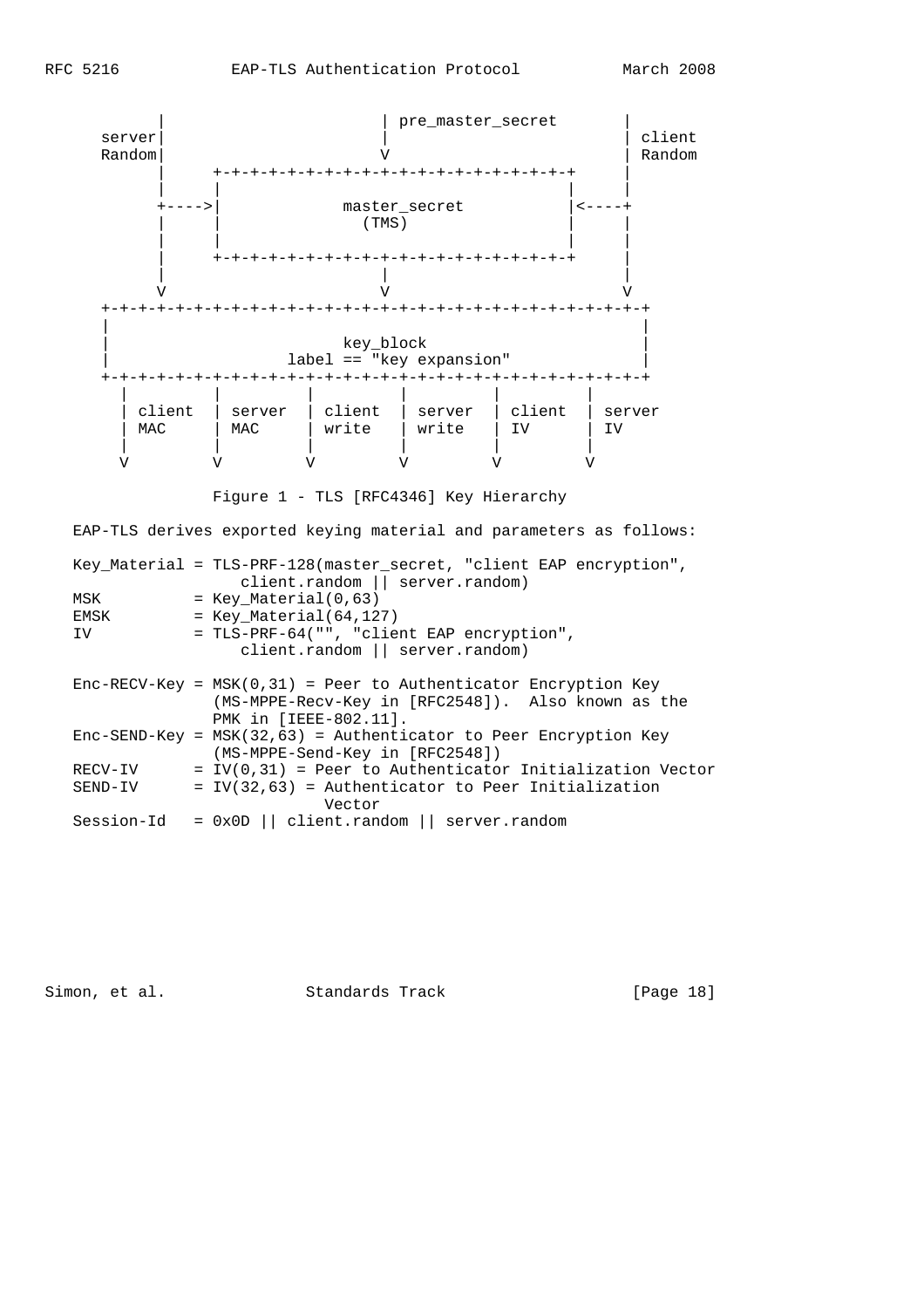```
         |                       | pre_master_secret       |
   server|                       |                         | client
   Random|                       V                         | Random
         |     +-+-+-+-+-+-+-+-+-+-+-+-+-+-+-+-+-+-+-+     |
         |     |                                   |     |
         +---->|             master_secret         |<----+
         |     |               (TMS)               |     |
         |     |                                   |     |
         |     +-+-+-+-+-+-+-+-+-+-+-+-+-+-+-+-+-+-+-+     |
         |                       |                         |
         V                       V                         V
   +-+-+-+-+-+-+-+-+-+-+-+-+-+-+-+-+-+-+-+-+-+-+-+-+-+-+-+-+-+-+
   |                                                           |
   |                         key_block                         |
   |                   label == "key expansion"                |
   +-+-+-+-+-+-+-+-+-+-+-+-+-+-+-+-+-+-+-+-+-+-+-+-+-+-+-+-+-+-+
     |         |         |         |         |         |
     | client  | server  | client  | server  | client  | server
     | MAC     | MAC     | write   | write   | IV      | IV
     |         |         |         |         |         |
     V         V         V         V         V         V

               Figure 1 - TLS [RFC4346] Key Hierarchy
```

EAP-TLS derives exported keying material and parameters as follows:

```
Key_Material = TLS-PRF-128(master_secret, "client EAP encryption",
                  client.random || server.random)
MSK          = Key_Material(0,63)
EMSK         = Key_Material(64,127)
IV           = TLS-PRF-64("", "client EAP encryption",
                  client.random || server.random)

Enc-RECV-Key = MSK(0,31) = Peer to Authenticator Encryption Key
               (MS-MPPE-Recv-Key in [RFC2548]).  Also known as the
               PMK in [IEEE-802.11].
Enc-SEND-Key = MSK(32,63) = Authenticator to Peer Encryption Key
               (MS-MPPE-Send-Key in [RFC2548])
RECV-IV      = IV(0,31) = Peer to Authenticator Initialization Vector
SEND-IV      = IV(32,63) = Authenticator to Peer Initialization
                           Vector
Session-Id   = 0x0D || client.random || server.random
```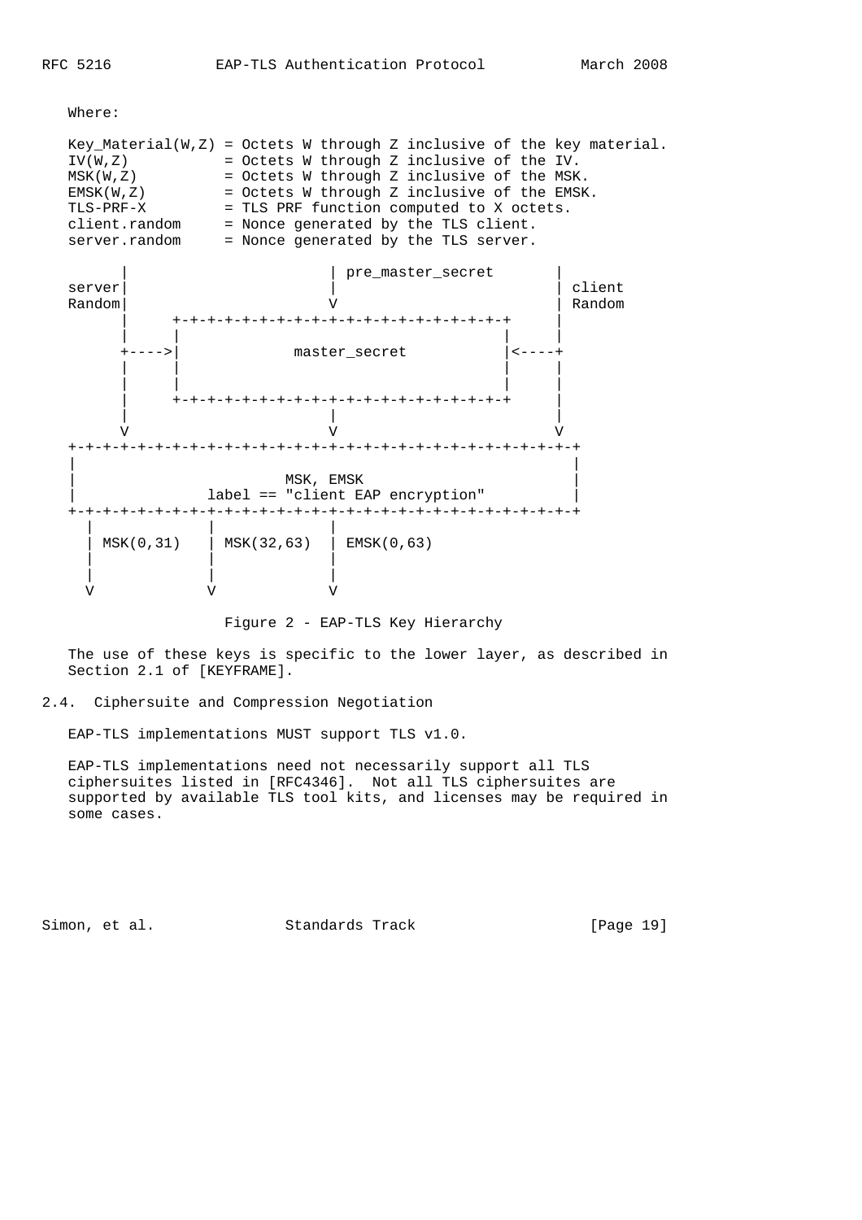Where:

```
Key_Material(W,Z) = Octets W through Z inclusive of the key material.
IV(W,Z)           = Octets W through Z inclusive of the IV.
MSK(W,Z)          = Octets W through Z inclusive of the MSK.
EMSK(W,Z)         = Octets W through Z inclusive of the EMSK.
TLS-PRF-X         = TLS PRF function computed to X octets.
client.random     = Nonce generated by the TLS client.
server.random     = Nonce generated by the TLS server.
```

```
       |                       | pre_master_secret       |
 server|                       |                         | client
 Random|                       V                         | Random
       |     +---+---+---+---+---+---+---+---+---+---+   |
       |     |                                       |   |
       +---->|             master_secret             |<--+
       |     |                                       |   |
       |     |                                       |   |
       |     +---+---+---+---+---+---+---+---+---+---+   |
       |                       |                         |
       V                       V                         V
+-+-+-+-+-+-+-+-+-+-+-+-+-+-+-+-+-+-+-+-+-+-+-+-+-+-+-+-+-+-+-+-+-+-+
|                                                                   |
|                         MSK, EMSK                                 |
|               label == "client EAP encryption"                    |
+-+-+-+-+-+-+-+-+-+-+-+-+-+-+-+-+-+-+-+-+-+-+-+-+-+-+-+-+-+-+-+-+-+-+
  |             |             |
  | MSK(0,31)   | MSK(32,63)  | EMSK(0,63)
  |             |             |
  |             |             |
  V             V             V
```

Figure 2 - EAP-TLS Key Hierarchy

The use of these keys is specific to the lower layer, as described in Section 2.1 of [KEYFRAME].

## 2.4. Ciphersuite and Compression Negotiation

EAP-TLS implementations MUST support TLS v1.0.

EAP-TLS implementations need not necessarily support all TLS ciphersuites listed in [RFC4346]. Not all TLS ciphersuites are supported by available TLS tool kits, and licenses may be required in some cases.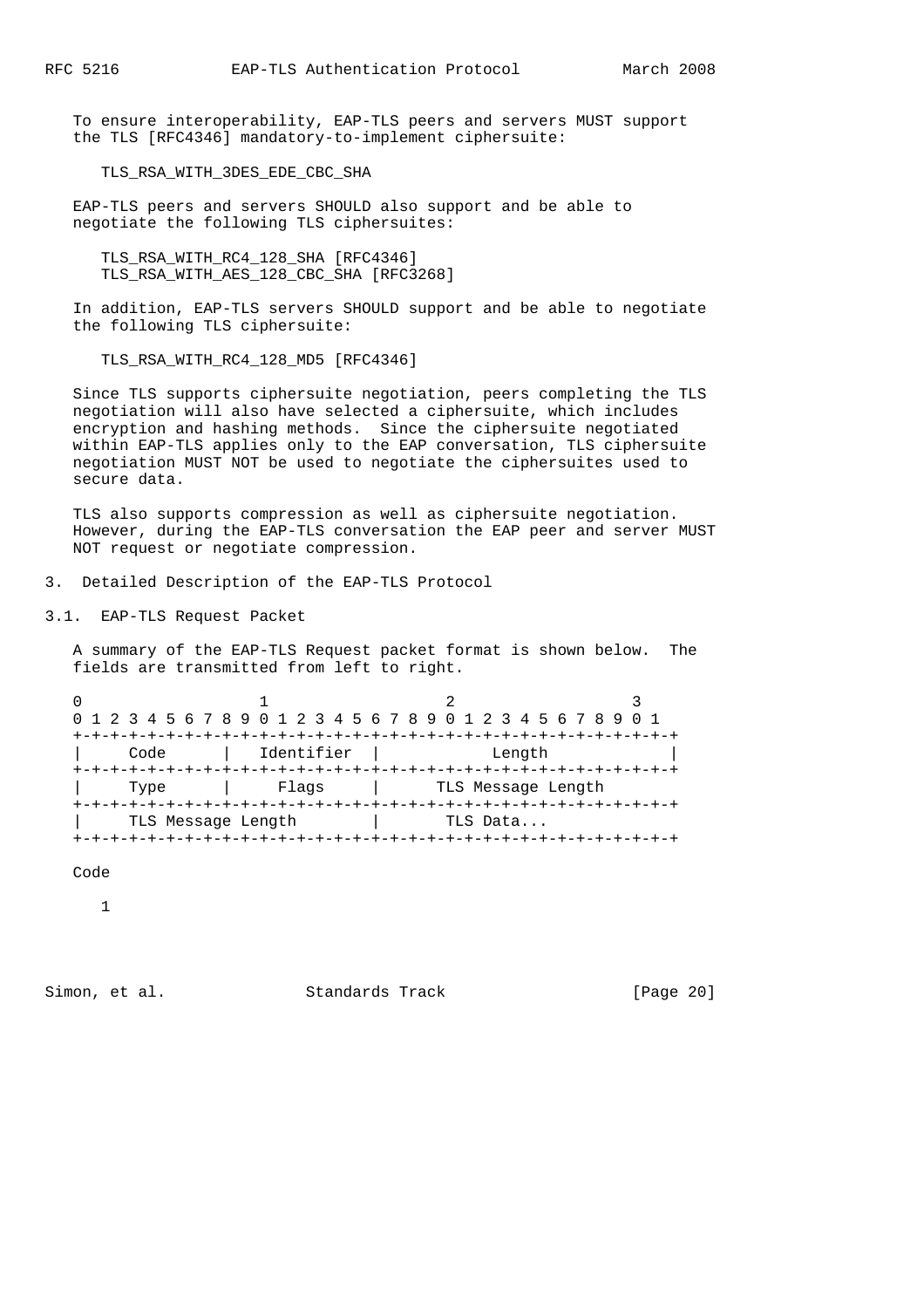To ensure interoperability, EAP-TLS peers and servers MUST support the TLS [RFC4346] mandatory-to-implement ciphersuite:

TLS_RSA_WITH_3DES_EDE_CBC_SHA

EAP-TLS peers and servers SHOULD also support and be able to negotiate the following TLS ciphersuites:

TLS_RSA_WITH_RC4_128_SHA [RFC4346]
TLS_RSA_WITH_AES_128_CBC_SHA [RFC3268]

In addition, EAP-TLS servers SHOULD support and be able to negotiate the following TLS ciphersuite:

TLS_RSA_WITH_RC4_128_MD5 [RFC4346]

Since TLS supports ciphersuite negotiation, peers completing the TLS negotiation will also have selected a ciphersuite, which includes encryption and hashing methods. Since the ciphersuite negotiated within EAP-TLS applies only to the EAP conversation, TLS ciphersuite negotiation MUST NOT be used to negotiate the ciphersuites used to secure data.

TLS also supports compression as well as ciphersuite negotiation. However, during the EAP-TLS conversation the EAP peer and server MUST NOT request or negotiate compression.

## 3. Detailed Description of the EAP-TLS Protocol

### 3.1. EAP-TLS Request Packet

A summary of the EAP-TLS Request packet format is shown below. The fields are transmitted from left to right.

```
 0                   1                   2                   3
 0 1 2 3 4 5 6 7 8 9 0 1 2 3 4 5 6 7 8 9 0 1 2 3 4 5 6 7 8 9 0 1
+-+-+-+-+-+-+-+-+-+-+-+-+-+-+-+-+-+-+-+-+-+-+-+-+-+-+-+-+-+-+-+-+
|     Code      |   Identifier  |            Length             |
+-+-+-+-+-+-+-+-+-+-+-+-+-+-+-+-+-+-+-+-+-+-+-+-+-+-+-+-+-+-+-+-+
|     Type      |     Flags     |      TLS Message Length
+-+-+-+-+-+-+-+-+-+-+-+-+-+-+-+-+-+-+-+-+-+-+-+-+-+-+-+-+-+-+-+-+
|     TLS Message Length        |       TLS Data...
+-+-+-+-+-+-+-+-+-+-+-+-+-+-+-+-+-+-+-+-+-+-+-+-+-+-+-+-+-+-+-+-+
```

Code

1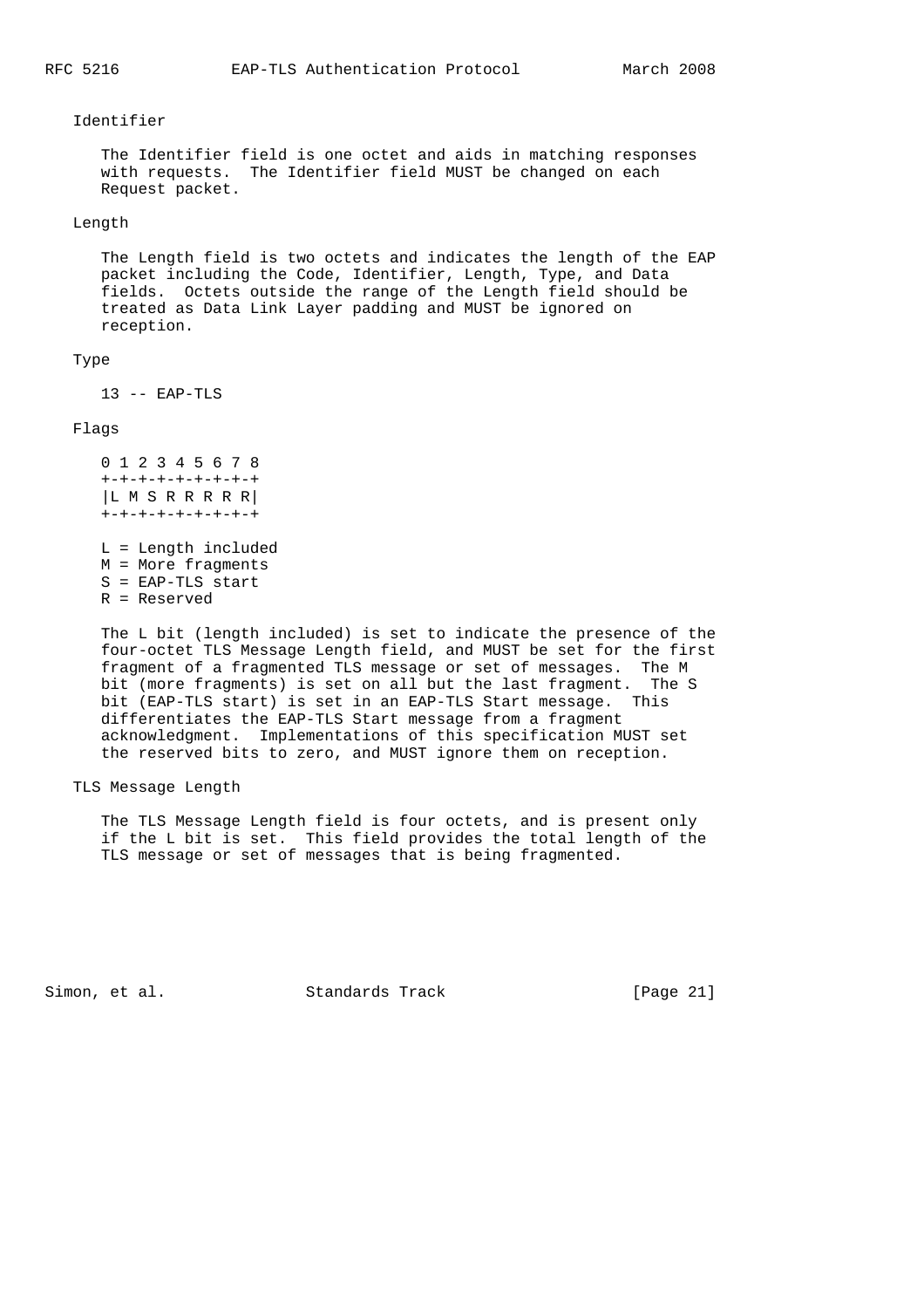Identifier

The Identifier field is one octet and aids in matching responses with requests. The Identifier field MUST be changed on each Request packet.

Length

The Length field is two octets and indicates the length of the EAP packet including the Code, Identifier, Length, Type, and Data fields. Octets outside the range of the Length field should be treated as Data Link Layer padding and MUST be ignored on reception.

Type

13 -- EAP-TLS

Flags

```
0 1 2 3 4 5 6 7 8
+-+-+-+-+-+-+-+-+
|L M S R R R R R|
+-+-+-+-+-+-+-+-+
```

L = Length included
M = More fragments
S = EAP-TLS start
R = Reserved

The L bit (length included) is set to indicate the presence of the four-octet TLS Message Length field, and MUST be set for the first fragment of a fragmented TLS message or set of messages. The M bit (more fragments) is set on all but the last fragment. The S bit (EAP-TLS start) is set in an EAP-TLS Start message. This differentiates the EAP-TLS Start message from a fragment acknowledgment. Implementations of this specification MUST set the reserved bits to zero, and MUST ignore them on reception.

TLS Message Length

The TLS Message Length field is four octets, and is present only if the L bit is set. This field provides the total length of the TLS message or set of messages that is being fragmented.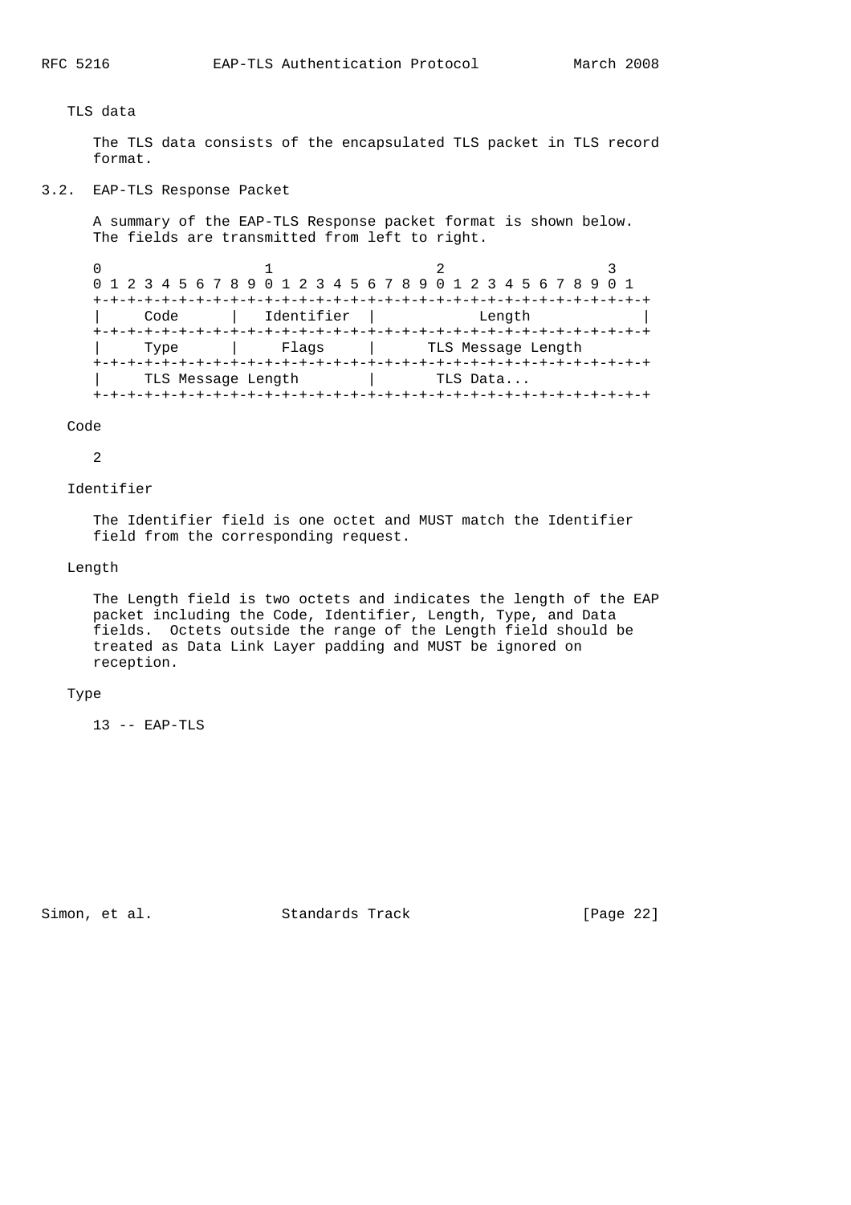TLS data

The TLS data consists of the encapsulated TLS packet in TLS record format.

## 3.2. EAP-TLS Response Packet

A summary of the EAP-TLS Response packet format is shown below. The fields are transmitted from left to right.

```
 0                   1                   2                   3
 0 1 2 3 4 5 6 7 8 9 0 1 2 3 4 5 6 7 8 9 0 1 2 3 4 5 6 7 8 9 0 1
+-+-+-+-+-+-+-+-+-+-+-+-+-+-+-+-+-+-+-+-+-+-+-+-+-+-+-+-+-+-+-+-+
|     Code      |   Identifier  |            Length             |
+-+-+-+-+-+-+-+-+-+-+-+-+-+-+-+-+-+-+-+-+-+-+-+-+-+-+-+-+-+-+-+-+
|     Type      |     Flags     |      TLS Message Length
+-+-+-+-+-+-+-+-+-+-+-+-+-+-+-+-+-+-+-+-+-+-+-+-+-+-+-+-+-+-+-+-+
|     TLS Message Length        |       TLS Data...
+-+-+-+-+-+-+-+-+-+-+-+-+-+-+-+-+-+-+-+-+-+-+-+-+-+-+-+-+-+-+-+-+
```

Code

2

Identifier

The Identifier field is one octet and MUST match the Identifier field from the corresponding request.

Length

The Length field is two octets and indicates the length of the EAP packet including the Code, Identifier, Length, Type, and Data fields. Octets outside the range of the Length field should be treated as Data Link Layer padding and MUST be ignored on reception.

Type

13 -- EAP-TLS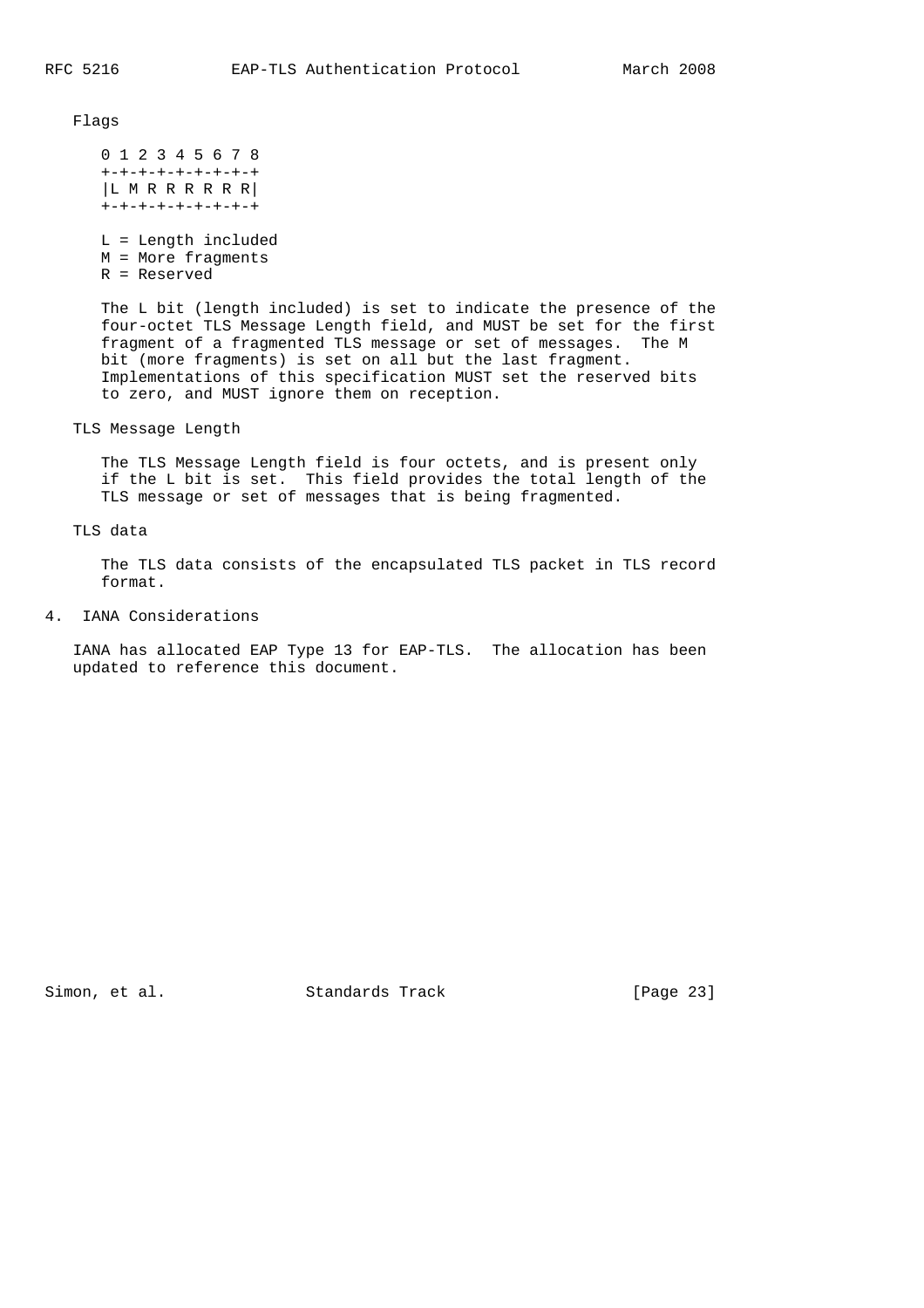Flags

```
 0 1 2 3 4 5 6 7 8
+-+-+-+-+-+-+-+-+
|L M R R R R R R|
+-+-+-+-+-+-+-+-+

L = Length included
M = More fragments
R = Reserved
```

The L bit (length included) is set to indicate the presence of the four-octet TLS Message Length field, and MUST be set for the first fragment of a fragmented TLS message or set of messages. The M bit (more fragments) is set on all but the last fragment. Implementations of this specification MUST set the reserved bits to zero, and MUST ignore them on reception.

TLS Message Length

The TLS Message Length field is four octets, and is present only if the L bit is set. This field provides the total length of the TLS message or set of messages that is being fragmented.

TLS data

The TLS data consists of the encapsulated TLS packet in TLS record format.

## 4. IANA Considerations

IANA has allocated EAP Type 13 for EAP-TLS. The allocation has been updated to reference this document.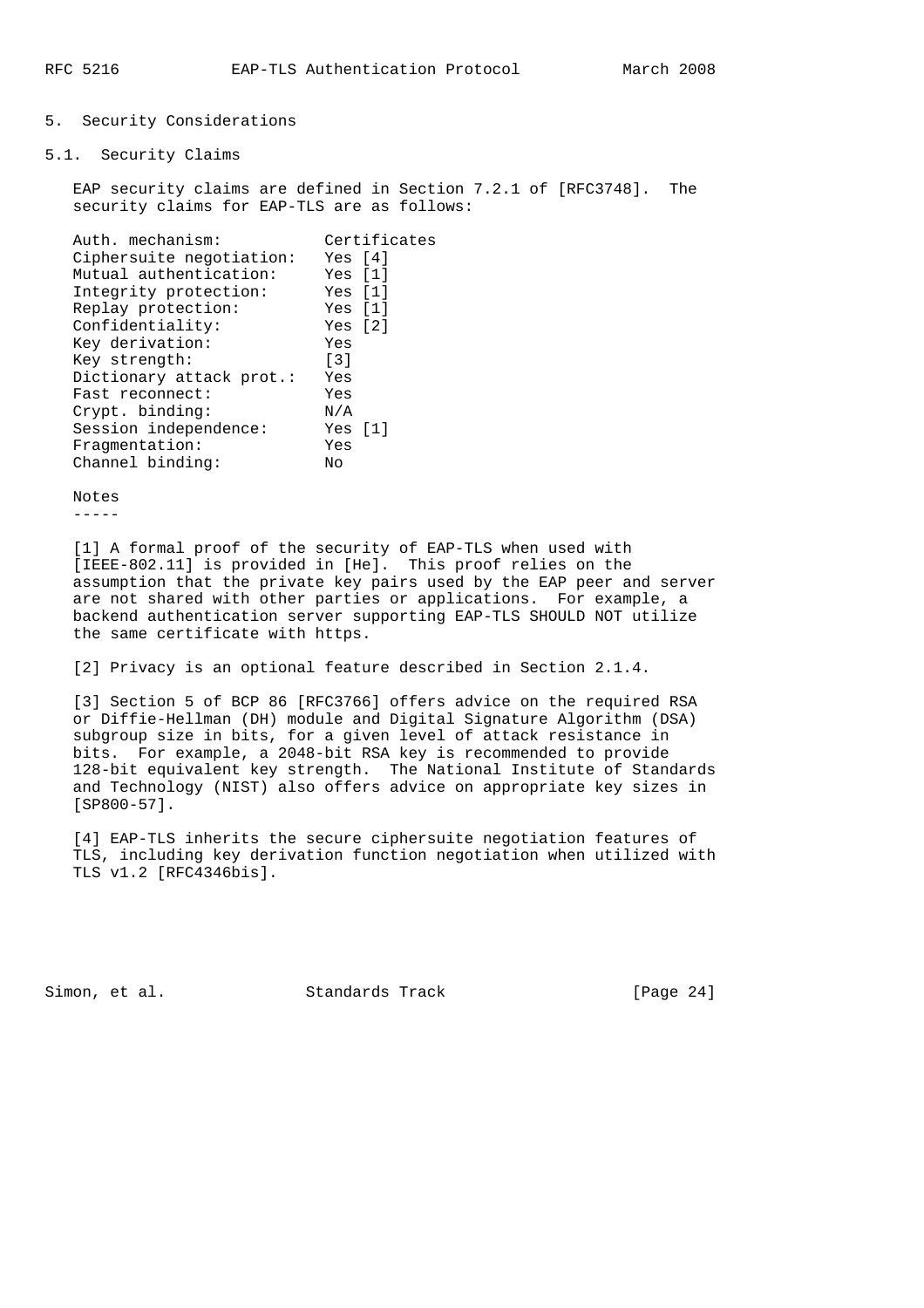# 5. Security Considerations

## 5.1. Security Claims

EAP security claims are defined in Section 7.2.1 of [RFC3748]. The security claims for EAP-TLS are as follows:

| | |
|---|---|
| Auth. mechanism: | Certificates |
| Ciphersuite negotiation: | Yes [4] |
| Mutual authentication: | Yes [1] |
| Integrity protection: | Yes [1] |
| Replay protection: | Yes [1] |
| Confidentiality: | Yes [2] |
| Key derivation: | Yes |
| Key strength: | [3] |
| Dictionary attack prot.: | Yes |
| Fast reconnect: | Yes |
| Crypt. binding: | N/A |
| Session independence: | Yes [1] |
| Fragmentation: | Yes |
| Channel binding: | No |

Notes
-----

[1] A formal proof of the security of EAP-TLS when used with [IEEE-802.11] is provided in [He]. This proof relies on the assumption that the private key pairs used by the EAP peer and server are not shared with other parties or applications. For example, a backend authentication server supporting EAP-TLS SHOULD NOT utilize the same certificate with https.

[2] Privacy is an optional feature described in Section 2.1.4.

[3] Section 5 of BCP 86 [RFC3766] offers advice on the required RSA or Diffie-Hellman (DH) module and Digital Signature Algorithm (DSA) subgroup size in bits, for a given level of attack resistance in bits. For example, a 2048-bit RSA key is recommended to provide 128-bit equivalent key strength. The National Institute of Standards and Technology (NIST) also offers advice on appropriate key sizes in [SP800-57].

[4] EAP-TLS inherits the secure ciphersuite negotiation features of TLS, including key derivation function negotiation when utilized with TLS v1.2 [RFC4346bis].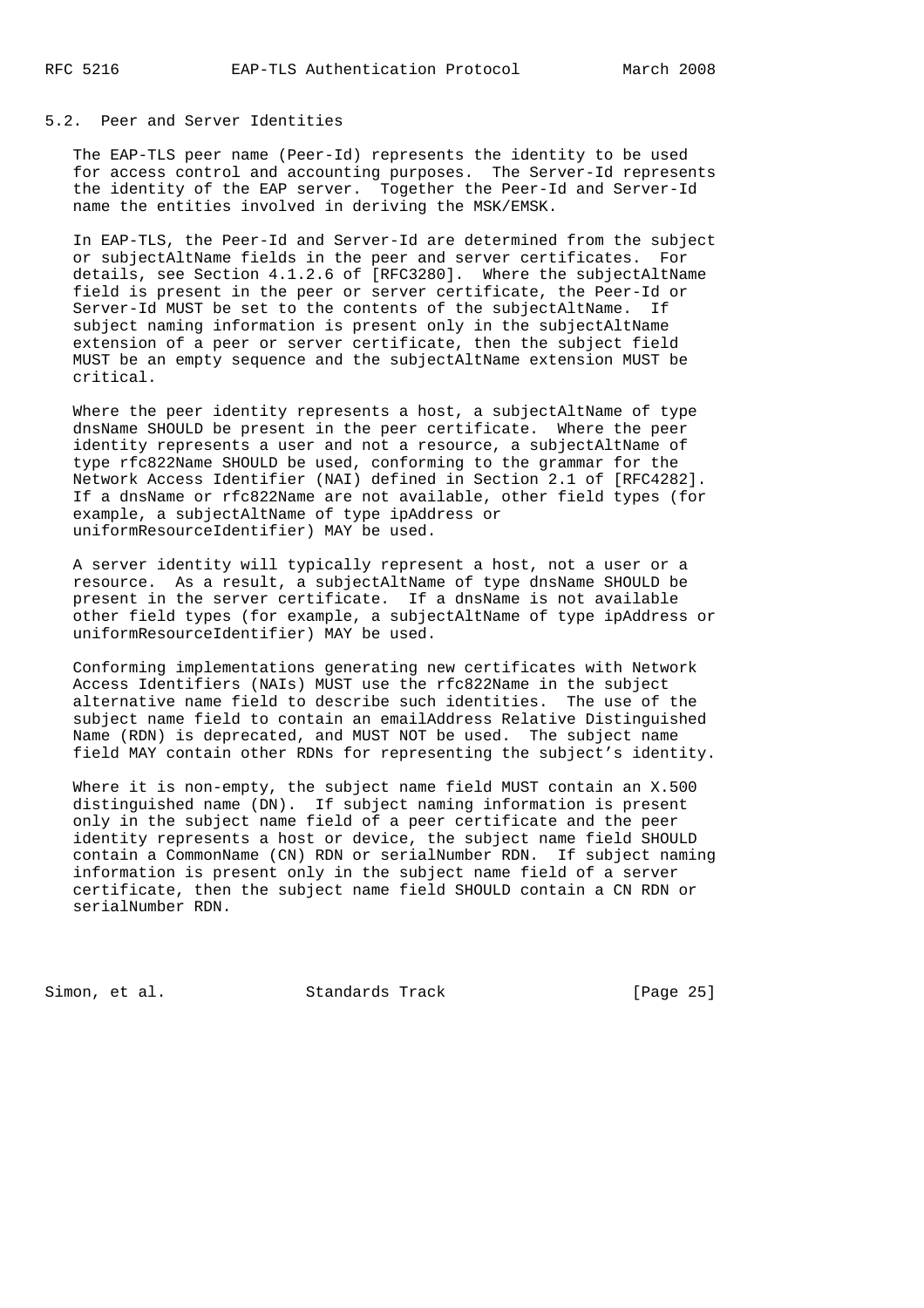## 5.2. Peer and Server Identities

The EAP-TLS peer name (Peer-Id) represents the identity to be used for access control and accounting purposes. The Server-Id represents the identity of the EAP server. Together the Peer-Id and Server-Id name the entities involved in deriving the MSK/EMSK.

In EAP-TLS, the Peer-Id and Server-Id are determined from the subject or subjectAltName fields in the peer and server certificates. For details, see Section 4.1.2.6 of [RFC3280]. Where the subjectAltName field is present in the peer or server certificate, the Peer-Id or Server-Id MUST be set to the contents of the subjectAltName. If subject naming information is present only in the subjectAltName extension of a peer or server certificate, then the subject field MUST be an empty sequence and the subjectAltName extension MUST be critical.

Where the peer identity represents a host, a subjectAltName of type dnsName SHOULD be present in the peer certificate. Where the peer identity represents a user and not a resource, a subjectAltName of type rfc822Name SHOULD be used, conforming to the grammar for the Network Access Identifier (NAI) defined in Section 2.1 of [RFC4282]. If a dnsName or rfc822Name are not available, other field types (for example, a subjectAltName of type ipAddress or uniformResourceIdentifier) MAY be used.

A server identity will typically represent a host, not a user or a resource. As a result, a subjectAltName of type dnsName SHOULD be present in the server certificate. If a dnsName is not available other field types (for example, a subjectAltName of type ipAddress or uniformResourceIdentifier) MAY be used.

Conforming implementations generating new certificates with Network Access Identifiers (NAIs) MUST use the rfc822Name in the subject alternative name field to describe such identities. The use of the subject name field to contain an emailAddress Relative Distinguished Name (RDN) is deprecated, and MUST NOT be used. The subject name field MAY contain other RDNs for representing the subject's identity.

Where it is non-empty, the subject name field MUST contain an X.500 distinguished name (DN). If subject naming information is present only in the subject name field of a peer certificate and the peer identity represents a host or device, the subject name field SHOULD contain a CommonName (CN) RDN or serialNumber RDN. If subject naming information is present only in the subject name field of a server certificate, then the subject name field SHOULD contain a CN RDN or serialNumber RDN.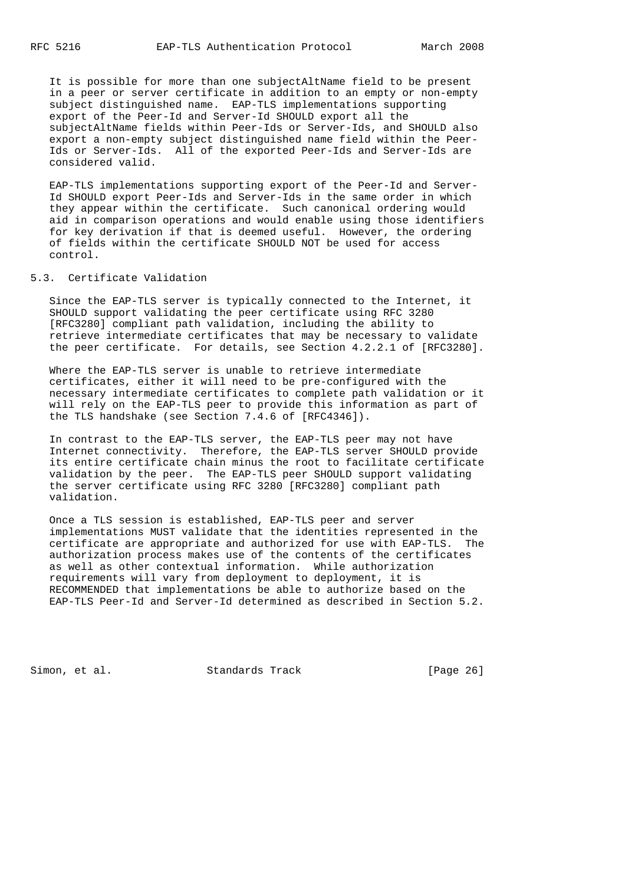It is possible for more than one subjectAltName field to be present in a peer or server certificate in addition to an empty or non-empty subject distinguished name. EAP-TLS implementations supporting export of the Peer-Id and Server-Id SHOULD export all the subjectAltName fields within Peer-Ids or Server-Ids, and SHOULD also export a non-empty subject distinguished name field within the Peer-Ids or Server-Ids. All of the exported Peer-Ids and Server-Ids are considered valid.

EAP-TLS implementations supporting export of the Peer-Id and Server-Id SHOULD export Peer-Ids and Server-Ids in the same order in which they appear within the certificate. Such canonical ordering would aid in comparison operations and would enable using those identifiers for key derivation if that is deemed useful. However, the ordering of fields within the certificate SHOULD NOT be used for access control.

## 5.3. Certificate Validation

Since the EAP-TLS server is typically connected to the Internet, it SHOULD support validating the peer certificate using RFC 3280 [RFC3280] compliant path validation, including the ability to retrieve intermediate certificates that may be necessary to validate the peer certificate. For details, see Section 4.2.2.1 of [RFC3280].

Where the EAP-TLS server is unable to retrieve intermediate certificates, either it will need to be pre-configured with the necessary intermediate certificates to complete path validation or it will rely on the EAP-TLS peer to provide this information as part of the TLS handshake (see Section 7.4.6 of [RFC4346]).

In contrast to the EAP-TLS server, the EAP-TLS peer may not have Internet connectivity. Therefore, the EAP-TLS server SHOULD provide its entire certificate chain minus the root to facilitate certificate validation by the peer. The EAP-TLS peer SHOULD support validating the server certificate using RFC 3280 [RFC3280] compliant path validation.

Once a TLS session is established, EAP-TLS peer and server implementations MUST validate that the identities represented in the certificate are appropriate and authorized for use with EAP-TLS. The authorization process makes use of the contents of the certificates as well as other contextual information. While authorization requirements will vary from deployment to deployment, it is RECOMMENDED that implementations be able to authorize based on the EAP-TLS Peer-Id and Server-Id determined as described in Section 5.2.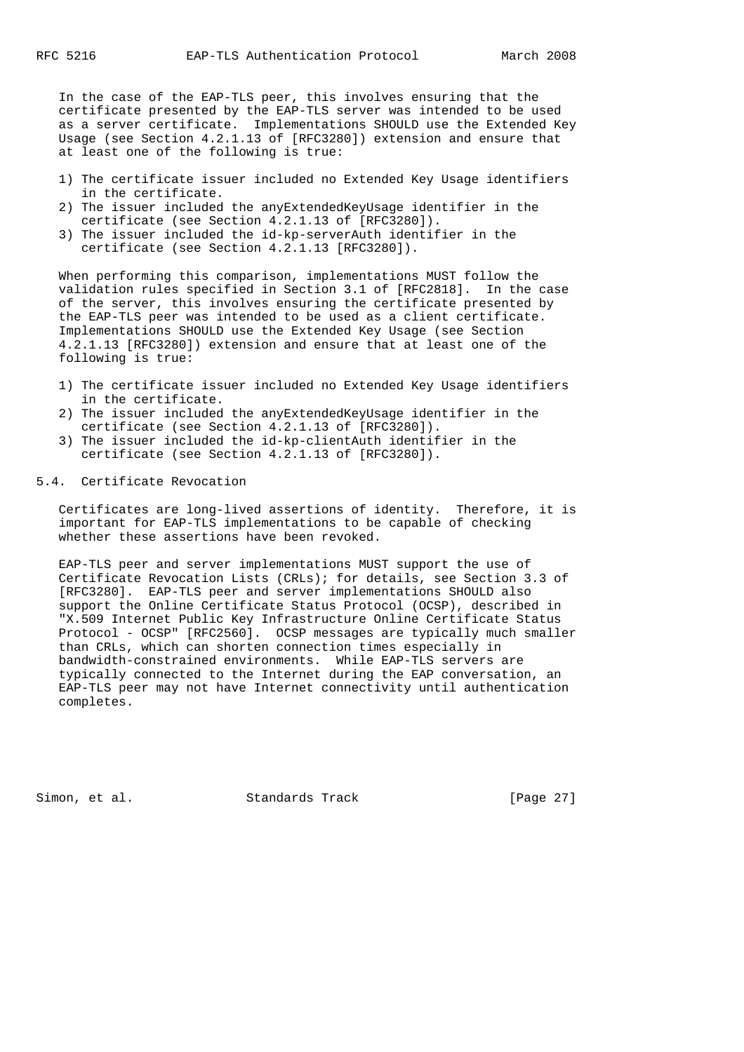In the case of the EAP-TLS peer, this involves ensuring that the certificate presented by the EAP-TLS server was intended to be used as a server certificate. Implementations SHOULD use the Extended Key Usage (see Section 4.2.1.13 of [RFC3280]) extension and ensure that at least one of the following is true:

1) The certificate issuer included no Extended Key Usage identifiers in the certificate.
2) The issuer included the anyExtendedKeyUsage identifier in the certificate (see Section 4.2.1.13 of [RFC3280]).
3) The issuer included the id-kp-serverAuth identifier in the certificate (see Section 4.2.1.13 [RFC3280]).

When performing this comparison, implementations MUST follow the validation rules specified in Section 3.1 of [RFC2818]. In the case of the server, this involves ensuring the certificate presented by the EAP-TLS peer was intended to be used as a client certificate. Implementations SHOULD use the Extended Key Usage (see Section 4.2.1.13 [RFC3280]) extension and ensure that at least one of the following is true:

1) The certificate issuer included no Extended Key Usage identifiers in the certificate.
2) The issuer included the anyExtendedKeyUsage identifier in the certificate (see Section 4.2.1.13 of [RFC3280]).
3) The issuer included the id-kp-clientAuth identifier in the certificate (see Section 4.2.1.13 of [RFC3280]).

## 5.4. Certificate Revocation

Certificates are long-lived assertions of identity. Therefore, it is important for EAP-TLS implementations to be capable of checking whether these assertions have been revoked.

EAP-TLS peer and server implementations MUST support the use of Certificate Revocation Lists (CRLs); for details, see Section 3.3 of [RFC3280]. EAP-TLS peer and server implementations SHOULD also support the Online Certificate Status Protocol (OCSP), described in "X.509 Internet Public Key Infrastructure Online Certificate Status Protocol - OCSP" [RFC2560]. OCSP messages are typically much smaller than CRLs, which can shorten connection times especially in bandwidth-constrained environments. While EAP-TLS servers are typically connected to the Internet during the EAP conversation, an EAP-TLS peer may not have Internet connectivity until authentication completes.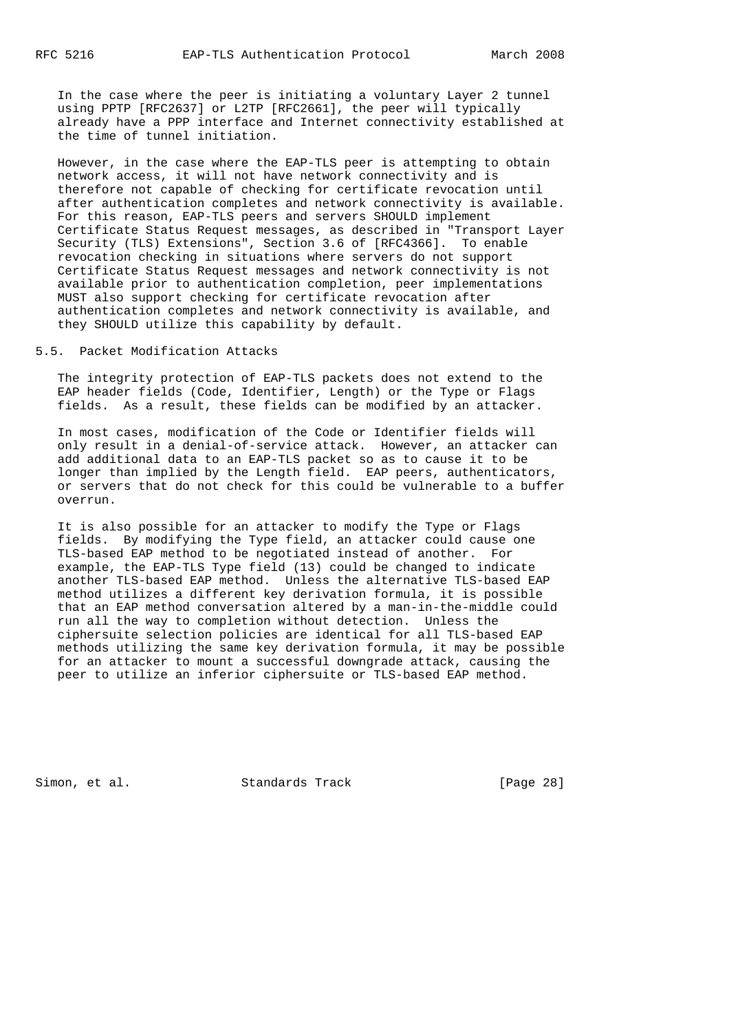In the case where the peer is initiating a voluntary Layer 2 tunnel using PPTP [RFC2637] or L2TP [RFC2661], the peer will typically already have a PPP interface and Internet connectivity established at the time of tunnel initiation.

However, in the case where the EAP-TLS peer is attempting to obtain network access, it will not have network connectivity and is therefore not capable of checking for certificate revocation until after authentication completes and network connectivity is available. For this reason, EAP-TLS peers and servers SHOULD implement Certificate Status Request messages, as described in "Transport Layer Security (TLS) Extensions", Section 3.6 of [RFC4366]. To enable revocation checking in situations where servers do not support Certificate Status Request messages and network connectivity is not available prior to authentication completion, peer implementations MUST also support checking for certificate revocation after authentication completes and network connectivity is available, and they SHOULD utilize this capability by default.

## 5.5. Packet Modification Attacks

The integrity protection of EAP-TLS packets does not extend to the EAP header fields (Code, Identifier, Length) or the Type or Flags fields. As a result, these fields can be modified by an attacker.

In most cases, modification of the Code or Identifier fields will only result in a denial-of-service attack. However, an attacker can add additional data to an EAP-TLS packet so as to cause it to be longer than implied by the Length field. EAP peers, authenticators, or servers that do not check for this could be vulnerable to a buffer overrun.

It is also possible for an attacker to modify the Type or Flags fields. By modifying the Type field, an attacker could cause one TLS-based EAP method to be negotiated instead of another. For example, the EAP-TLS Type field (13) could be changed to indicate another TLS-based EAP method. Unless the alternative TLS-based EAP method utilizes a different key derivation formula, it is possible that an EAP method conversation altered by a man-in-the-middle could run all the way to completion without detection. Unless the ciphersuite selection policies are identical for all TLS-based EAP methods utilizing the same key derivation formula, it may be possible for an attacker to mount a successful downgrade attack, causing the peer to utilize an inferior ciphersuite or TLS-based EAP method.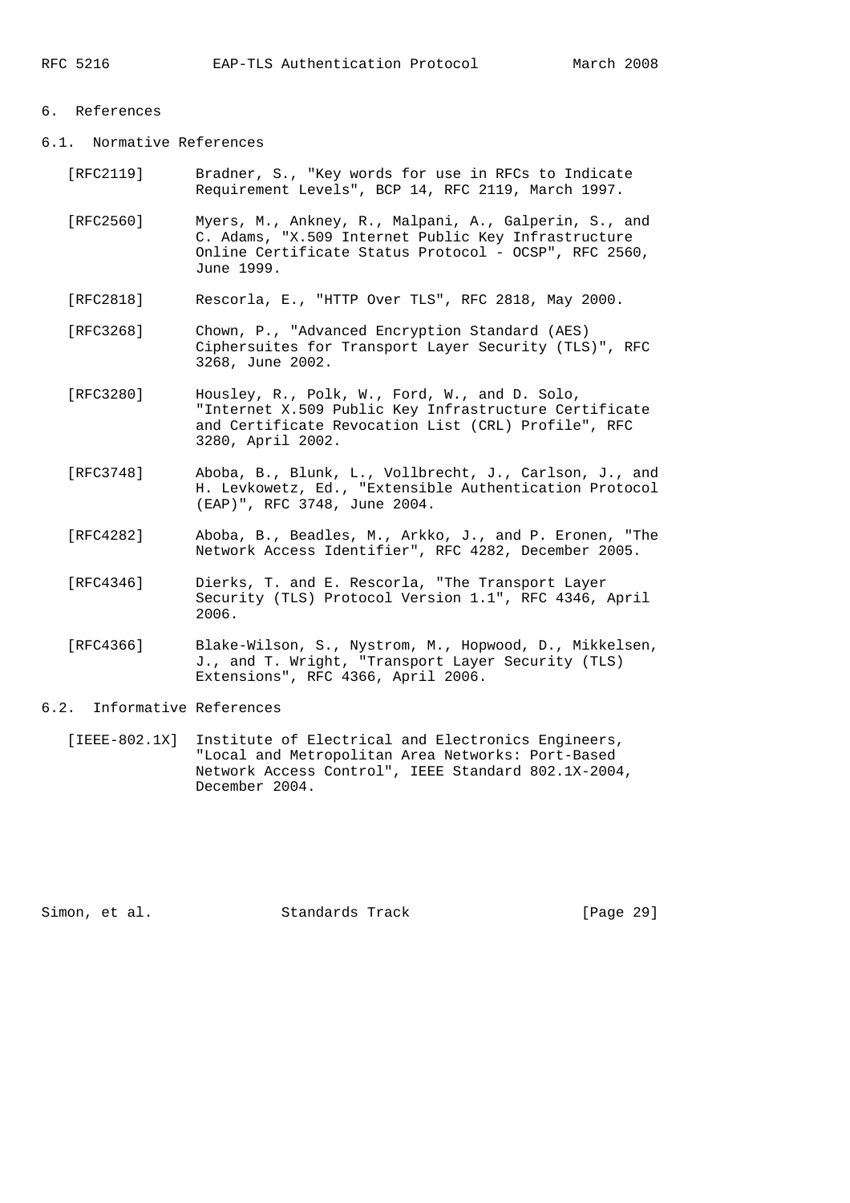# 6. References

## 6.1. Normative References

[RFC2119] Bradner, S., "Key words for use in RFCs to Indicate Requirement Levels", BCP 14, RFC 2119, March 1997.

[RFC2560] Myers, M., Ankney, R., Malpani, A., Galperin, S., and C. Adams, "X.509 Internet Public Key Infrastructure Online Certificate Status Protocol - OCSP", RFC 2560, June 1999.

[RFC2818] Rescorla, E., "HTTP Over TLS", RFC 2818, May 2000.

[RFC3268] Chown, P., "Advanced Encryption Standard (AES) Ciphersuites for Transport Layer Security (TLS)", RFC 3268, June 2002.

[RFC3280] Housley, R., Polk, W., Ford, W., and D. Solo, "Internet X.509 Public Key Infrastructure Certificate and Certificate Revocation List (CRL) Profile", RFC 3280, April 2002.

[RFC3748] Aboba, B., Blunk, L., Vollbrecht, J., Carlson, J., and H. Levkowetz, Ed., "Extensible Authentication Protocol (EAP)", RFC 3748, June 2004.

[RFC4282] Aboba, B., Beadles, M., Arkko, J., and P. Eronen, "The Network Access Identifier", RFC 4282, December 2005.

[RFC4346] Dierks, T. and E. Rescorla, "The Transport Layer Security (TLS) Protocol Version 1.1", RFC 4346, April 2006.

[RFC4366] Blake-Wilson, S., Nystrom, M., Hopwood, D., Mikkelsen, J., and T. Wright, "Transport Layer Security (TLS) Extensions", RFC 4366, April 2006.

## 6.2. Informative References

[IEEE-802.1X] Institute of Electrical and Electronics Engineers, "Local and Metropolitan Area Networks: Port-Based Network Access Control", IEEE Standard 802.1X-2004, December 2004.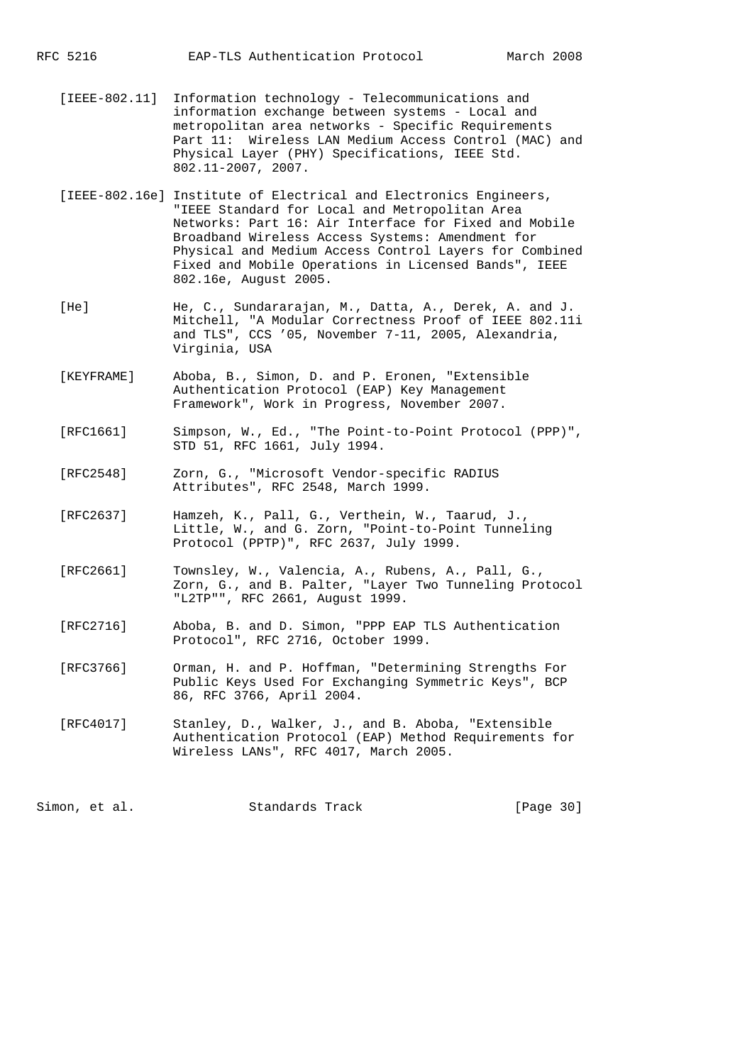[IEEE-802.11] Information technology - Telecommunications and information exchange between systems - Local and metropolitan area networks - Specific Requirements Part 11: Wireless LAN Medium Access Control (MAC) and Physical Layer (PHY) Specifications, IEEE Std. 802.11-2007, 2007.

[IEEE-802.16e] Institute of Electrical and Electronics Engineers, "IEEE Standard for Local and Metropolitan Area Networks: Part 16: Air Interface for Fixed and Mobile Broadband Wireless Access Systems: Amendment for Physical and Medium Access Control Layers for Combined Fixed and Mobile Operations in Licensed Bands", IEEE 802.16e, August 2005.

[He] He, C., Sundararajan, M., Datta, A., Derek, A. and J. Mitchell, "A Modular Correctness Proof of IEEE 802.11i and TLS", CCS '05, November 7-11, 2005, Alexandria, Virginia, USA

[KEYFRAME] Aboba, B., Simon, D. and P. Eronen, "Extensible Authentication Protocol (EAP) Key Management Framework", Work in Progress, November 2007.

[RFC1661] Simpson, W., Ed., "The Point-to-Point Protocol (PPP)", STD 51, RFC 1661, July 1994.

[RFC2548] Zorn, G., "Microsoft Vendor-specific RADIUS Attributes", RFC 2548, March 1999.

[RFC2637] Hamzeh, K., Pall, G., Verthein, W., Taarud, J., Little, W., and G. Zorn, "Point-to-Point Tunneling Protocol (PPTP)", RFC 2637, July 1999.

[RFC2661] Townsley, W., Valencia, A., Rubens, A., Pall, G., Zorn, G., and B. Palter, "Layer Two Tunneling Protocol "L2TP"", RFC 2661, August 1999.

[RFC2716] Aboba, B. and D. Simon, "PPP EAP TLS Authentication Protocol", RFC 2716, October 1999.

[RFC3766] Orman, H. and P. Hoffman, "Determining Strengths For Public Keys Used For Exchanging Symmetric Keys", BCP 86, RFC 3766, April 2004.

[RFC4017] Stanley, D., Walker, J., and B. Aboba, "Extensible Authentication Protocol (EAP) Method Requirements for Wireless LANs", RFC 4017, March 2005.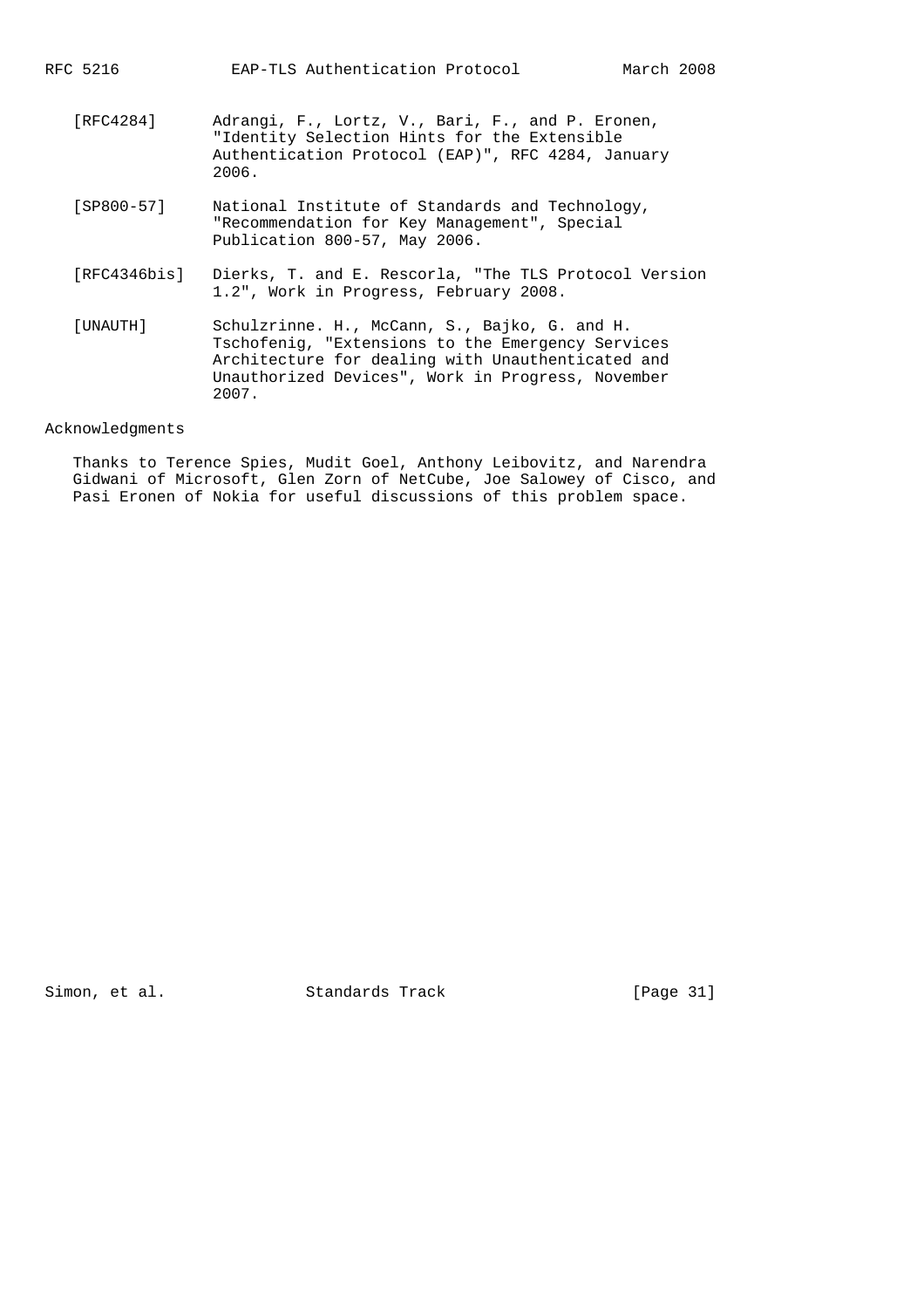[RFC4284] Adrangi, F., Lortz, V., Bari, F., and P. Eronen, "Identity Selection Hints for the Extensible Authentication Protocol (EAP)", RFC 4284, January 2006.

[SP800-57] National Institute of Standards and Technology, "Recommendation for Key Management", Special Publication 800-57, May 2006.

[RFC4346bis] Dierks, T. and E. Rescorla, "The TLS Protocol Version 1.2", Work in Progress, February 2008.

[UNAUTH] Schulzrinne. H., McCann, S., Bajko, G. and H. Tschofenig, "Extensions to the Emergency Services Architecture for dealing with Unauthenticated and Unauthorized Devices", Work in Progress, November 2007.

## Acknowledgments

Thanks to Terence Spies, Mudit Goel, Anthony Leibovitz, and Narendra Gidwani of Microsoft, Glen Zorn of NetCube, Joe Salowey of Cisco, and Pasi Eronen of Nokia for useful discussions of this problem space.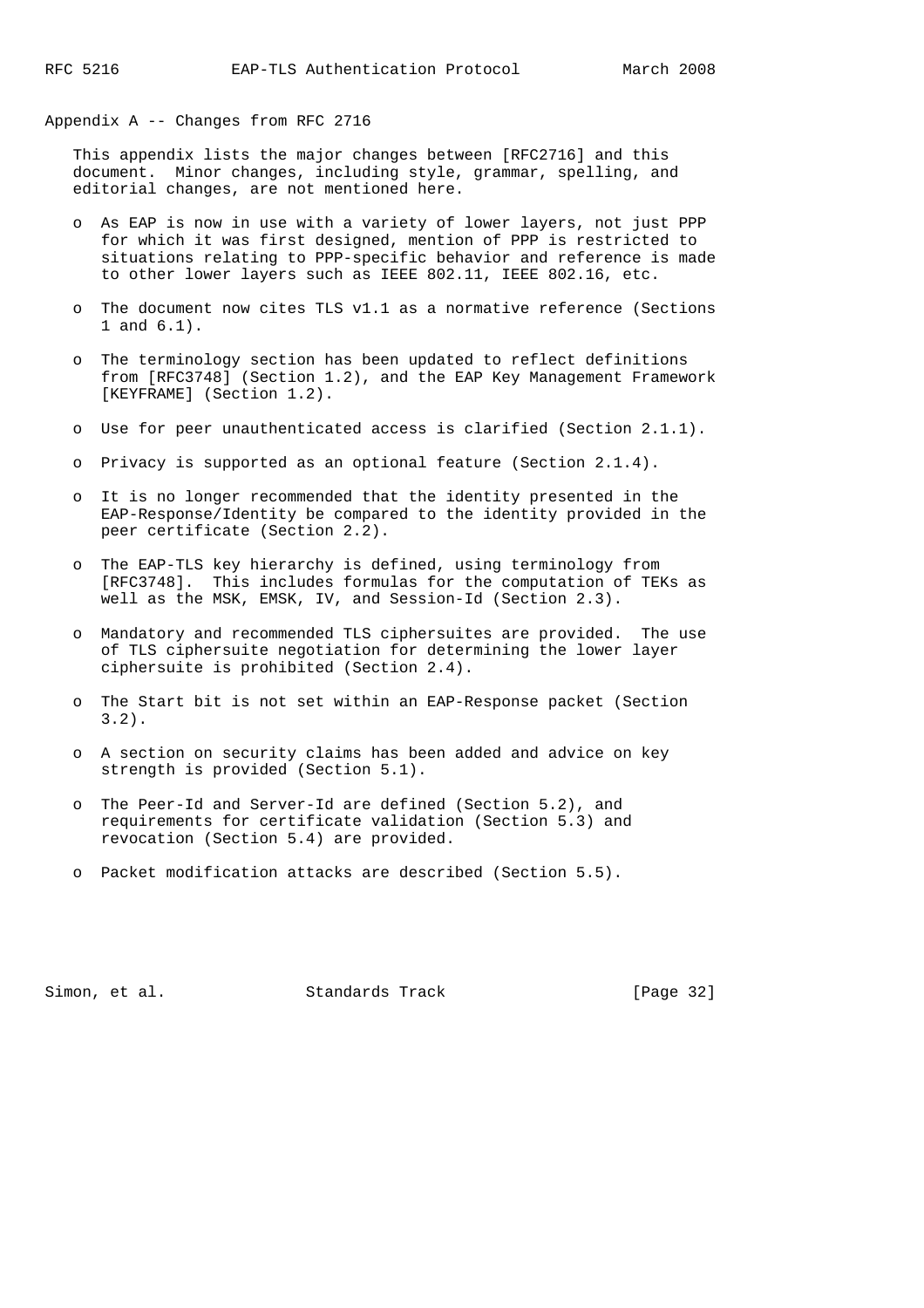## Appendix A -- Changes from RFC 2716

This appendix lists the major changes between [RFC2716] and this document. Minor changes, including style, grammar, spelling, and editorial changes, are not mentioned here.

- As EAP is now in use with a variety of lower layers, not just PPP for which it was first designed, mention of PPP is restricted to situations relating to PPP-specific behavior and reference is made to other lower layers such as IEEE 802.11, IEEE 802.16, etc.
- The document now cites TLS v1.1 as a normative reference (Sections 1 and 6.1).
- The terminology section has been updated to reflect definitions from [RFC3748] (Section 1.2), and the EAP Key Management Framework [KEYFRAME] (Section 1.2).
- Use for peer unauthenticated access is clarified (Section 2.1.1).
- Privacy is supported as an optional feature (Section 2.1.4).
- It is no longer recommended that the identity presented in the EAP-Response/Identity be compared to the identity provided in the peer certificate (Section 2.2).
- The EAP-TLS key hierarchy is defined, using terminology from [RFC3748]. This includes formulas for the computation of TEKs as well as the MSK, EMSK, IV, and Session-Id (Section 2.3).
- Mandatory and recommended TLS ciphersuites are provided. The use of TLS ciphersuite negotiation for determining the lower layer ciphersuite is prohibited (Section 2.4).
- The Start bit is not set within an EAP-Response packet (Section 3.2).
- A section on security claims has been added and advice on key strength is provided (Section 5.1).
- The Peer-Id and Server-Id are defined (Section 5.2), and requirements for certificate validation (Section 5.3) and revocation (Section 5.4) are provided.
- Packet modification attacks are described (Section 5.5).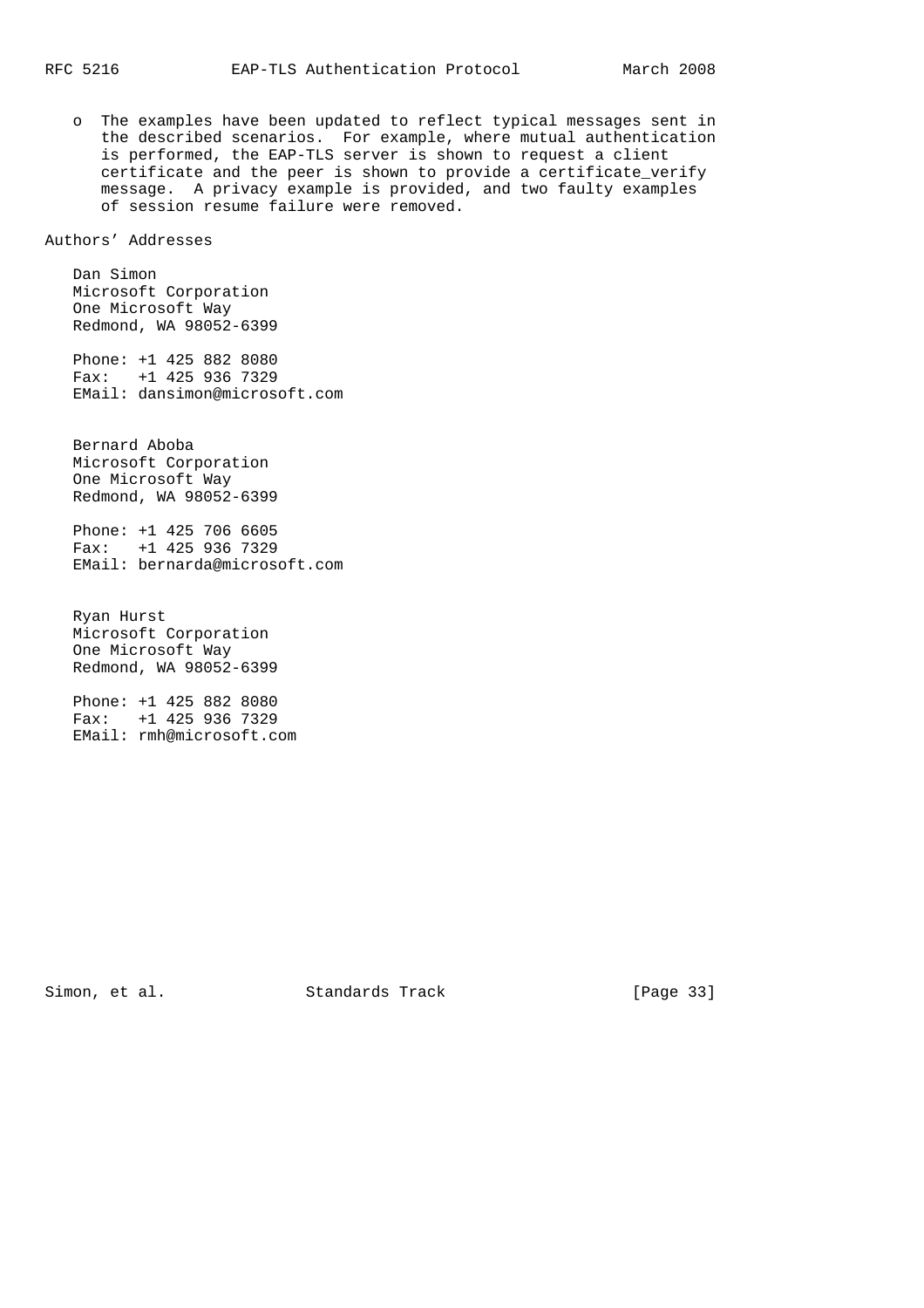- The examples have been updated to reflect typical messages sent in the described scenarios. For example, where mutual authentication is performed, the EAP-TLS server is shown to request a client certificate and the peer is shown to provide a certificate_verify message. A privacy example is provided, and two faulty examples of session resume failure were removed.

## Authors' Addresses

Dan Simon
Microsoft Corporation
One Microsoft Way
Redmond, WA 98052-6399

Phone: +1 425 882 8080
Fax: +1 425 936 7329
EMail: dansimon@microsoft.com

Bernard Aboba
Microsoft Corporation
One Microsoft Way
Redmond, WA 98052-6399

Phone: +1 425 706 6605
Fax: +1 425 936 7329
EMail: bernarda@microsoft.com

Ryan Hurst
Microsoft Corporation
One Microsoft Way
Redmond, WA 98052-6399

Phone: +1 425 882 8080
Fax: +1 425 936 7329
EMail: rmh@microsoft.com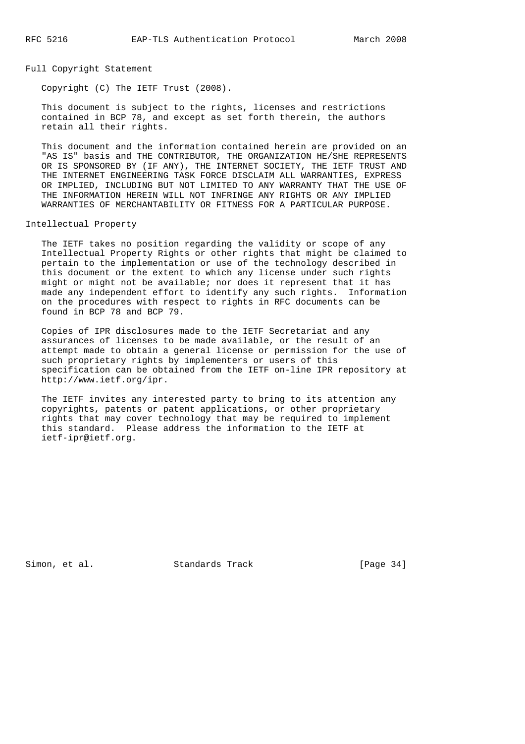## Full Copyright Statement

Copyright (C) The IETF Trust (2008).

This document is subject to the rights, licenses and restrictions contained in BCP 78, and except as set forth therein, the authors retain all their rights.

This document and the information contained herein are provided on an "AS IS" basis and THE CONTRIBUTOR, THE ORGANIZATION HE/SHE REPRESENTS OR IS SPONSORED BY (IF ANY), THE INTERNET SOCIETY, THE IETF TRUST AND THE INTERNET ENGINEERING TASK FORCE DISCLAIM ALL WARRANTIES, EXPRESS OR IMPLIED, INCLUDING BUT NOT LIMITED TO ANY WARRANTY THAT THE USE OF THE INFORMATION HEREIN WILL NOT INFRINGE ANY RIGHTS OR ANY IMPLIED WARRANTIES OF MERCHANTABILITY OR FITNESS FOR A PARTICULAR PURPOSE.

## Intellectual Property

The IETF takes no position regarding the validity or scope of any Intellectual Property Rights or other rights that might be claimed to pertain to the implementation or use of the technology described in this document or the extent to which any license under such rights might or might not be available; nor does it represent that it has made any independent effort to identify any such rights. Information on the procedures with respect to rights in RFC documents can be found in BCP 78 and BCP 79.

Copies of IPR disclosures made to the IETF Secretariat and any assurances of licenses to be made available, or the result of an attempt made to obtain a general license or permission for the use of such proprietary rights by implementers or users of this specification can be obtained from the IETF on-line IPR repository at http://www.ietf.org/ipr.

The IETF invites any interested party to bring to its attention any copyrights, patents or patent applications, or other proprietary rights that may cover technology that may be required to implement this standard. Please address the information to the IETF at ietf-ipr@ietf.org.